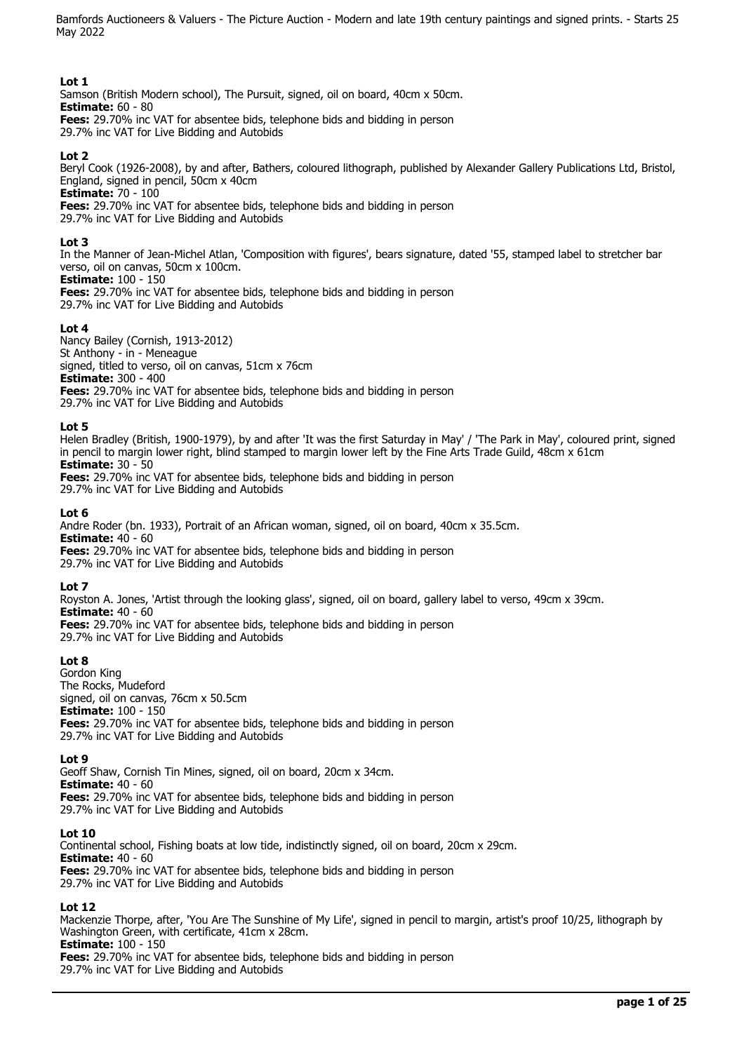Bamfords Auctioneers & Valuers - The Picture Auction - Modern and late 19th century paintings and signed prints. - Starts 25 May 2022

**Lot 1**
Samson (British Modern school), The Pursuit, signed, oil on board, 40cm x 50cm.
**Estimate:** 60 - 80
**Fees:** 29.70% inc VAT for absentee bids, telephone bids and bidding in person
29.7% inc VAT for Live Bidding and Autobids

**Lot 2**
Beryl Cook (1926-2008), by and after, Bathers, coloured lithograph, published by Alexander Gallery Publications Ltd, Bristol, England, signed in pencil, 50cm x 40cm
**Estimate:** 70 - 100
**Fees:** 29.70% inc VAT for absentee bids, telephone bids and bidding in person
29.7% inc VAT for Live Bidding and Autobids

**Lot 3**
In the Manner of Jean-Michel Atlan, 'Composition with figures', bears signature, dated '55, stamped label to stretcher bar verso, oil on canvas, 50cm x 100cm.
**Estimate:** 100 - 150
**Fees:** 29.70% inc VAT for absentee bids, telephone bids and bidding in person
29.7% inc VAT for Live Bidding and Autobids

**Lot 4**
Nancy Bailey (Cornish, 1913-2012)
St Anthony - in - Meneague
signed, titled to verso, oil on canvas, 51cm x 76cm
**Estimate:** 300 - 400
**Fees:** 29.70% inc VAT for absentee bids, telephone bids and bidding in person
29.7% inc VAT for Live Bidding and Autobids

**Lot 5**
Helen Bradley (British, 1900-1979), by and after 'It was the first Saturday in May' / 'The Park in May', coloured print, signed in pencil to margin lower right, blind stamped to margin lower left by the Fine Arts Trade Guild, 48cm x 61cm
**Estimate:** 30 - 50
**Fees:** 29.70% inc VAT for absentee bids, telephone bids and bidding in person
29.7% inc VAT for Live Bidding and Autobids

**Lot 6**
Andre Roder (bn. 1933), Portrait of an African woman, signed, oil on board, 40cm x 35.5cm.
**Estimate:** 40 - 60
**Fees:** 29.70% inc VAT for absentee bids, telephone bids and bidding in person
29.7% inc VAT for Live Bidding and Autobids

**Lot 7**
Royston A. Jones, 'Artist through the looking glass', signed, oil on board, gallery label to verso, 49cm x 39cm.
**Estimate:** 40 - 60
**Fees:** 29.70% inc VAT for absentee bids, telephone bids and bidding in person
29.7% inc VAT for Live Bidding and Autobids

**Lot 8**
Gordon King
The Rocks, Mudeford
signed, oil on canvas, 76cm x 50.5cm
**Estimate:** 100 - 150
**Fees:** 29.70% inc VAT for absentee bids, telephone bids and bidding in person
29.7% inc VAT for Live Bidding and Autobids

**Lot 9**
Geoff Shaw, Cornish Tin Mines, signed, oil on board, 20cm x 34cm.
**Estimate:** 40 - 60
**Fees:** 29.70% inc VAT for absentee bids, telephone bids and bidding in person
29.7% inc VAT for Live Bidding and Autobids

**Lot 10**
Continental school, Fishing boats at low tide, indistinctly signed, oil on board, 20cm x 29cm.
**Estimate:** 40 - 60
**Fees:** 29.70% inc VAT for absentee bids, telephone bids and bidding in person
29.7% inc VAT for Live Bidding and Autobids

**Lot 12**
Mackenzie Thorpe, after, 'You Are The Sunshine of My Life', signed in pencil to margin, artist's proof 10/25, lithograph by Washington Green, with certificate, 41cm x 28cm.
**Estimate:** 100 - 150
**Fees:** 29.70% inc VAT for absentee bids, telephone bids and bidding in person
29.7% inc VAT for Live Bidding and Autobids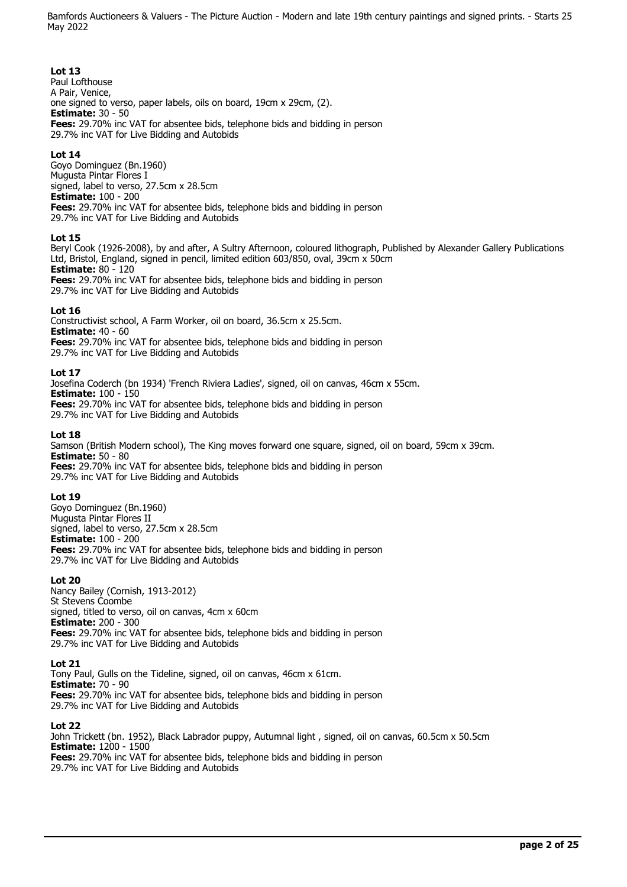**Lot 13**
Paul Lofthouse
A Pair, Venice,
one signed to verso, paper labels, oils on board, 19cm x 29cm, (2).
**Estimate:** 30 - 50
**Fees:** 29.70% inc VAT for absentee bids, telephone bids and bidding in person
29.7% inc VAT for Live Bidding and Autobids

**Lot 14**
Goyo Dominguez (Bn.1960)
Mugusta Pintar Flores I
signed, label to verso, 27.5cm x 28.5cm
**Estimate:** 100 - 200
**Fees:** 29.70% inc VAT for absentee bids, telephone bids and bidding in person
29.7% inc VAT for Live Bidding and Autobids

**Lot 15**
Beryl Cook (1926-2008), by and after, A Sultry Afternoon, coloured lithograph, Published by Alexander Gallery Publications Ltd, Bristol, England, signed in pencil, limited edition 603/850, oval, 39cm x 50cm
**Estimate:** 80 - 120
**Fees:** 29.70% inc VAT for absentee bids, telephone bids and bidding in person
29.7% inc VAT for Live Bidding and Autobids

**Lot 16**
Constructivist school, A Farm Worker, oil on board, 36.5cm x 25.5cm.
**Estimate:** 40 - 60
**Fees:** 29.70% inc VAT for absentee bids, telephone bids and bidding in person
29.7% inc VAT for Live Bidding and Autobids

**Lot 17**
Josefina Coderch (bn 1934) 'French Riviera Ladies', signed, oil on canvas, 46cm x 55cm.
**Estimate:** 100 - 150
**Fees:** 29.70% inc VAT for absentee bids, telephone bids and bidding in person
29.7% inc VAT for Live Bidding and Autobids

**Lot 18**
Samson (British Modern school), The King moves forward one square, signed, oil on board, 59cm x 39cm.
**Estimate:** 50 - 80
**Fees:** 29.70% inc VAT for absentee bids, telephone bids and bidding in person
29.7% inc VAT for Live Bidding and Autobids

**Lot 19**
Goyo Dominguez (Bn.1960)
Mugusta Pintar Flores II
signed, label to verso, 27.5cm x 28.5cm
**Estimate:** 100 - 200
**Fees:** 29.70% inc VAT for absentee bids, telephone bids and bidding in person
29.7% inc VAT for Live Bidding and Autobids

**Lot 20**
Nancy Bailey (Cornish, 1913-2012)
St Stevens Coombe
signed, titled to verso, oil on canvas, 4cm x 60cm
**Estimate:** 200 - 300
**Fees:** 29.70% inc VAT for absentee bids, telephone bids and bidding in person
29.7% inc VAT for Live Bidding and Autobids

**Lot 21**
Tony Paul, Gulls on the Tideline, signed, oil on canvas, 46cm x 61cm.
**Estimate:** 70 - 90
**Fees:** 29.70% inc VAT for absentee bids, telephone bids and bidding in person
29.7% inc VAT for Live Bidding and Autobids

**Lot 22**
John Trickett (bn. 1952), Black Labrador puppy, Autumnal light , signed, oil on canvas, 60.5cm x 50.5cm
**Estimate:** 1200 - 1500
**Fees:** 29.70% inc VAT for absentee bids, telephone bids and bidding in person
29.7% inc VAT for Live Bidding and Autobids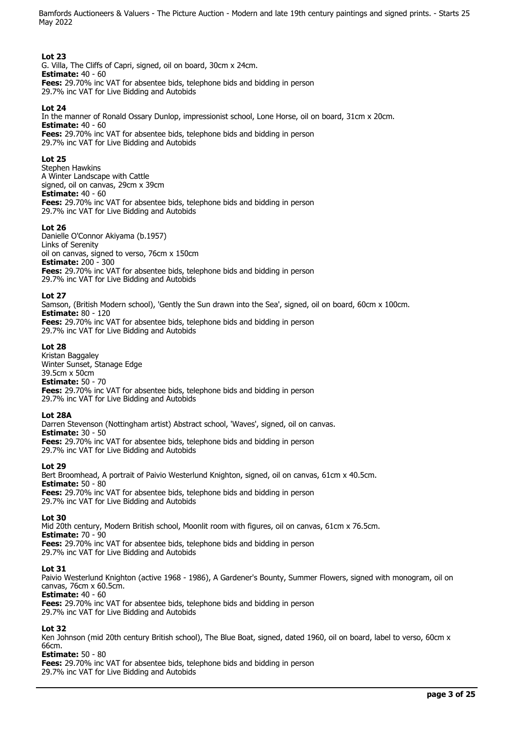### Lot 23

G. Villa, The Cliffs of Capri, signed, oil on board, 30cm x 24cm.
**Estimate:** 40 - 60
**Fees:** 29.70% inc VAT for absentee bids, telephone bids and bidding in person
29.7% inc VAT for Live Bidding and Autobids

### Lot 24

In the manner of Ronald Ossary Dunlop, impressionist school, Lone Horse, oil on board, 31cm x 20cm.
**Estimate:** 40 - 60
**Fees:** 29.70% inc VAT for absentee bids, telephone bids and bidding in person
29.7% inc VAT for Live Bidding and Autobids

### Lot 25

Stephen Hawkins
A Winter Landscape with Cattle
signed, oil on canvas, 29cm x 39cm
**Estimate:** 40 - 60
**Fees:** 29.70% inc VAT for absentee bids, telephone bids and bidding in person
29.7% inc VAT for Live Bidding and Autobids

### Lot 26

Danielle O'Connor Akiyama (b.1957)
Links of Serenity
oil on canvas, signed to verso, 76cm x 150cm
**Estimate:** 200 - 300
**Fees:** 29.70% inc VAT for absentee bids, telephone bids and bidding in person
29.7% inc VAT for Live Bidding and Autobids

### Lot 27

Samson, (British Modern school), 'Gently the Sun drawn into the Sea', signed, oil on board, 60cm x 100cm.
**Estimate:** 80 - 120
**Fees:** 29.70% inc VAT for absentee bids, telephone bids and bidding in person
29.7% inc VAT for Live Bidding and Autobids

### Lot 28

Kristan Baggaley
Winter Sunset, Stanage Edge
39.5cm x 50cm
**Estimate:** 50 - 70
**Fees:** 29.70% inc VAT for absentee bids, telephone bids and bidding in person
29.7% inc VAT for Live Bidding and Autobids

### Lot 28A

Darren Stevenson (Nottingham artist) Abstract school, 'Waves', signed, oil on canvas.
**Estimate:** 30 - 50
**Fees:** 29.70% inc VAT for absentee bids, telephone bids and bidding in person
29.7% inc VAT for Live Bidding and Autobids

### Lot 29

Bert Broomhead, A portrait of Paivio Westerlund Knighton, signed, oil on canvas, 61cm x 40.5cm.
**Estimate:** 50 - 80
**Fees:** 29.70% inc VAT for absentee bids, telephone bids and bidding in person
29.7% inc VAT for Live Bidding and Autobids

### Lot 30

Mid 20th century, Modern British school, Moonlit room with figures, oil on canvas, 61cm x 76.5cm.
**Estimate:** 70 - 90
**Fees:** 29.70% inc VAT for absentee bids, telephone bids and bidding in person
29.7% inc VAT for Live Bidding and Autobids

### Lot 31

Paivio Westerlund Knighton (active 1968 - 1986), A Gardener's Bounty, Summer Flowers, signed with monogram, oil on canvas, 76cm x 60.5cm.
**Estimate:** 40 - 60
**Fees:** 29.70% inc VAT for absentee bids, telephone bids and bidding in person
29.7% inc VAT for Live Bidding and Autobids

### Lot 32

Ken Johnson (mid 20th century British school), The Blue Boat, signed, dated 1960, oil on board, label to verso, 60cm x 66cm.
**Estimate:** 50 - 80
**Fees:** 29.70% inc VAT for absentee bids, telephone bids and bidding in person
29.7% inc VAT for Live Bidding and Autobids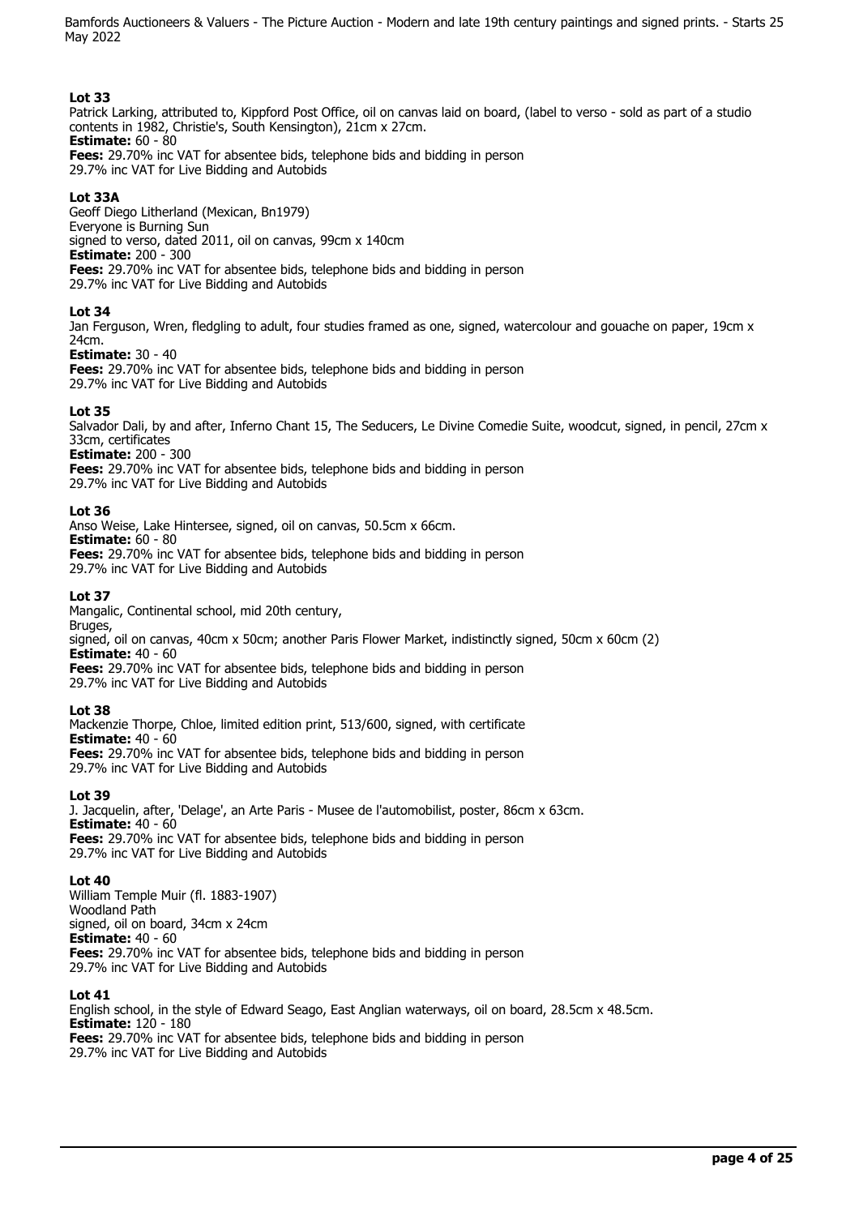**Lot 33**
Patrick Larking, attributed to, Kippford Post Office, oil on canvas laid on board, (label to verso - sold as part of a studio contents in 1982, Christie's, South Kensington), 21cm x 27cm.
**Estimate:** 60 - 80
**Fees:** 29.70% inc VAT for absentee bids, telephone bids and bidding in person
29.7% inc VAT for Live Bidding and Autobids

**Lot 33A**
Geoff Diego Litherland (Mexican, Bn1979)
Everyone is Burning Sun
signed to verso, dated 2011, oil on canvas, 99cm x 140cm
**Estimate:** 200 - 300
**Fees:** 29.70% inc VAT for absentee bids, telephone bids and bidding in person
29.7% inc VAT for Live Bidding and Autobids

**Lot 34**
Jan Ferguson, Wren, fledgling to adult, four studies framed as one, signed, watercolour and gouache on paper, 19cm x 24cm.
**Estimate:** 30 - 40
**Fees:** 29.70% inc VAT for absentee bids, telephone bids and bidding in person
29.7% inc VAT for Live Bidding and Autobids

**Lot 35**
Salvador Dali, by and after, Inferno Chant 15, The Seducers, Le Divine Comedie Suite, woodcut, signed, in pencil, 27cm x 33cm, certificates
**Estimate:** 200 - 300
**Fees:** 29.70% inc VAT for absentee bids, telephone bids and bidding in person
29.7% inc VAT for Live Bidding and Autobids

**Lot 36**
Anso Weise, Lake Hintersee, signed, oil on canvas, 50.5cm x 66cm.
**Estimate:** 60 - 80
**Fees:** 29.70% inc VAT for absentee bids, telephone bids and bidding in person
29.7% inc VAT for Live Bidding and Autobids

**Lot 37**
Mangalic, Continental school, mid 20th century,
Bruges,
signed, oil on canvas, 40cm x 50cm; another Paris Flower Market, indistinctly signed, 50cm x 60cm (2)
**Estimate:** 40 - 60
**Fees:** 29.70% inc VAT for absentee bids, telephone bids and bidding in person
29.7% inc VAT for Live Bidding and Autobids

**Lot 38**
Mackenzie Thorpe, Chloe, limited edition print, 513/600, signed, with certificate
**Estimate:** 40 - 60
**Fees:** 29.70% inc VAT for absentee bids, telephone bids and bidding in person
29.7% inc VAT for Live Bidding and Autobids

**Lot 39**
J. Jacquelin, after, 'Delage', an Arte Paris - Musee de l'automobilist, poster, 86cm x 63cm.
**Estimate:** 40 - 60
**Fees:** 29.70% inc VAT for absentee bids, telephone bids and bidding in person
29.7% inc VAT for Live Bidding and Autobids

**Lot 40**
William Temple Muir (fl. 1883-1907)
Woodland Path
signed, oil on board, 34cm x 24cm
**Estimate:** 40 - 60
**Fees:** 29.70% inc VAT for absentee bids, telephone bids and bidding in person
29.7% inc VAT for Live Bidding and Autobids

**Lot 41**
English school, in the style of Edward Seago, East Anglian waterways, oil on board, 28.5cm x 48.5cm.
**Estimate:** 120 - 180
**Fees:** 29.70% inc VAT for absentee bids, telephone bids and bidding in person
29.7% inc VAT for Live Bidding and Autobids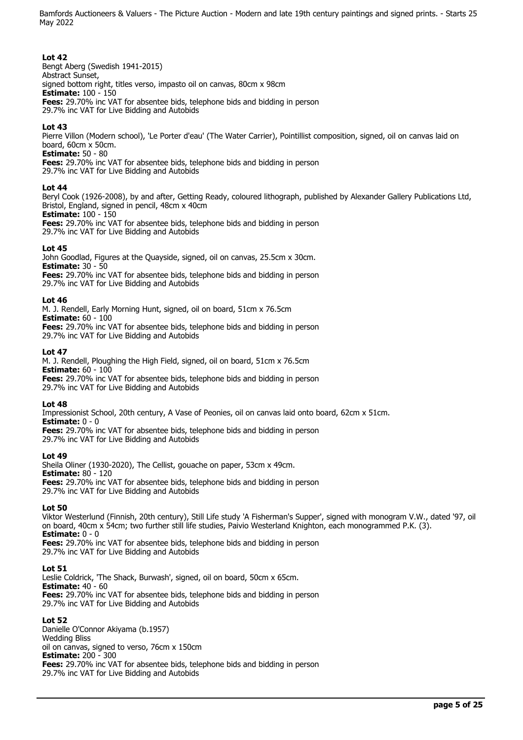## Lot 42

Bengt Aberg (Swedish 1941-2015)
Abstract Sunset,
signed bottom right, titles verso, impasto oil on canvas, 80cm x 98cm
**Estimate:** 100 - 150
**Fees:** 29.70% inc VAT for absentee bids, telephone bids and bidding in person
29.7% inc VAT for Live Bidding and Autobids

## Lot 43

Pierre Villon (Modern school), 'Le Porter d'eau' (The Water Carrier), Pointillist composition, signed, oil on canvas laid on board, 60cm x 50cm.
**Estimate:** 50 - 80
**Fees:** 29.70% inc VAT for absentee bids, telephone bids and bidding in person
29.7% inc VAT for Live Bidding and Autobids

## Lot 44

Beryl Cook (1926-2008), by and after, Getting Ready, coloured lithograph, published by Alexander Gallery Publications Ltd, Bristol, England, signed in pencil, 48cm x 40cm
**Estimate:** 100 - 150
**Fees:** 29.70% inc VAT for absentee bids, telephone bids and bidding in person
29.7% inc VAT for Live Bidding and Autobids

## Lot 45

John Goodlad, Figures at the Quayside, signed, oil on canvas, 25.5cm x 30cm.
**Estimate:** 30 - 50
**Fees:** 29.70% inc VAT for absentee bids, telephone bids and bidding in person
29.7% inc VAT for Live Bidding and Autobids

## Lot 46

M. J. Rendell, Early Morning Hunt, signed, oil on board, 51cm x 76.5cm
**Estimate:** 60 - 100
**Fees:** 29.70% inc VAT for absentee bids, telephone bids and bidding in person
29.7% inc VAT for Live Bidding and Autobids

## Lot 47

M. J. Rendell, Ploughing the High Field, signed, oil on board, 51cm x 76.5cm
**Estimate:** 60 - 100
**Fees:** 29.70% inc VAT for absentee bids, telephone bids and bidding in person
29.7% inc VAT for Live Bidding and Autobids

## Lot 48

Impressionist School, 20th century, A Vase of Peonies, oil on canvas laid onto board, 62cm x 51cm.
**Estimate:** 0 - 0
**Fees:** 29.70% inc VAT for absentee bids, telephone bids and bidding in person
29.7% inc VAT for Live Bidding and Autobids

## Lot 49

Sheila Oliner (1930-2020), The Cellist, gouache on paper, 53cm x 49cm.
**Estimate:** 80 - 120
**Fees:** 29.70% inc VAT for absentee bids, telephone bids and bidding in person
29.7% inc VAT for Live Bidding and Autobids

## Lot 50

Viktor Westerlund (Finnish, 20th century), Still Life study 'A Fisherman's Supper', signed with monogram V.W., dated '97, oil on board, 40cm x 54cm; two further still life studies, Paivio Westerland Knighton, each monogrammed P.K. (3).
**Estimate:** 0 - 0
**Fees:** 29.70% inc VAT for absentee bids, telephone bids and bidding in person
29.7% inc VAT for Live Bidding and Autobids

## Lot 51

Leslie Coldrick, 'The Shack, Burwash', signed, oil on board, 50cm x 65cm.
**Estimate:** 40 - 60
**Fees:** 29.70% inc VAT for absentee bids, telephone bids and bidding in person
29.7% inc VAT for Live Bidding and Autobids

## Lot 52

Danielle O'Connor Akiyama (b.1957)
Wedding Bliss
oil on canvas, signed to verso, 76cm x 150cm
**Estimate:** 200 - 300
**Fees:** 29.70% inc VAT for absentee bids, telephone bids and bidding in person
29.7% inc VAT for Live Bidding and Autobids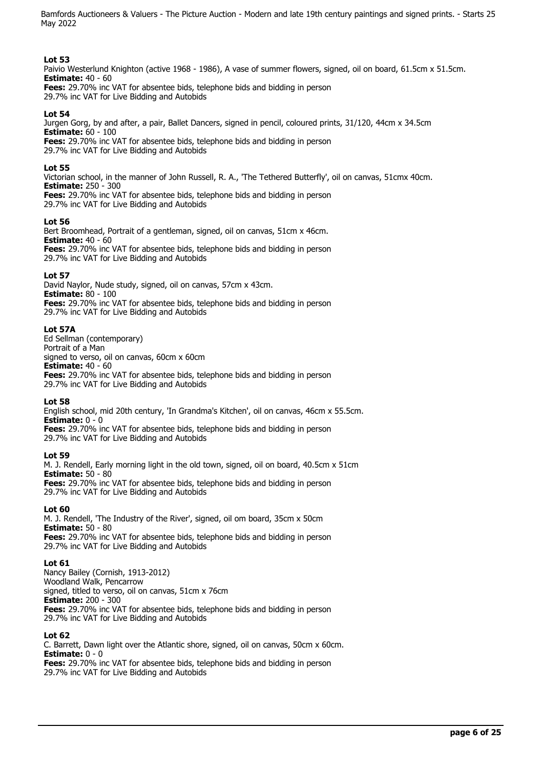**Lot 53**
Paivio Westerlund Knighton (active 1968 - 1986), A vase of summer flowers, signed, oil on board, 61.5cm x 51.5cm.
**Estimate:** 40 - 60
**Fees:** 29.70% inc VAT for absentee bids, telephone bids and bidding in person
29.7% inc VAT for Live Bidding and Autobids

**Lot 54**
Jurgen Gorg, by and after, a pair, Ballet Dancers, signed in pencil, coloured prints, 31/120, 44cm x 34.5cm
**Estimate:** 60 - 100
**Fees:** 29.70% inc VAT for absentee bids, telephone bids and bidding in person
29.7% inc VAT for Live Bidding and Autobids

**Lot 55**
Victorian school, in the manner of John Russell, R. A., 'The Tethered Butterfly', oil on canvas, 51cmx 40cm.
**Estimate:** 250 - 300
**Fees:** 29.70% inc VAT for absentee bids, telephone bids and bidding in person
29.7% inc VAT for Live Bidding and Autobids

**Lot 56**
Bert Broomhead, Portrait of a gentleman, signed, oil on canvas, 51cm x 46cm.
**Estimate:** 40 - 60
**Fees:** 29.70% inc VAT for absentee bids, telephone bids and bidding in person
29.7% inc VAT for Live Bidding and Autobids

**Lot 57**
David Naylor, Nude study, signed, oil on canvas, 57cm x 43cm.
**Estimate:** 80 - 100
**Fees:** 29.70% inc VAT for absentee bids, telephone bids and bidding in person
29.7% inc VAT for Live Bidding and Autobids

**Lot 57A**
Ed Sellman (contemporary)
Portrait of a Man
signed to verso, oil on canvas, 60cm x 60cm
**Estimate:** 40 - 60
**Fees:** 29.70% inc VAT for absentee bids, telephone bids and bidding in person
29.7% inc VAT for Live Bidding and Autobids

**Lot 58**
English school, mid 20th century, 'In Grandma's Kitchen', oil on canvas, 46cm x 55.5cm.
**Estimate:** 0 - 0
**Fees:** 29.70% inc VAT for absentee bids, telephone bids and bidding in person
29.7% inc VAT for Live Bidding and Autobids

**Lot 59**
M. J. Rendell, Early morning light in the old town, signed, oil on board, 40.5cm x 51cm
**Estimate:** 50 - 80
**Fees:** 29.70% inc VAT for absentee bids, telephone bids and bidding in person
29.7% inc VAT for Live Bidding and Autobids

**Lot 60**
M. J. Rendell, 'The Industry of the River', signed, oil om board, 35cm x 50cm
**Estimate:** 50 - 80
**Fees:** 29.70% inc VAT for absentee bids, telephone bids and bidding in person
29.7% inc VAT for Live Bidding and Autobids

**Lot 61**
Nancy Bailey (Cornish, 1913-2012)
Woodland Walk, Pencarrow
signed, titled to verso, oil on canvas, 51cm x 76cm
**Estimate:** 200 - 300
**Fees:** 29.70% inc VAT for absentee bids, telephone bids and bidding in person
29.7% inc VAT for Live Bidding and Autobids

**Lot 62**
C. Barrett, Dawn light over the Atlantic shore, signed, oil on canvas, 50cm x 60cm.
**Estimate:** 0 - 0
**Fees:** 29.70% inc VAT for absentee bids, telephone bids and bidding in person
29.7% inc VAT for Live Bidding and Autobids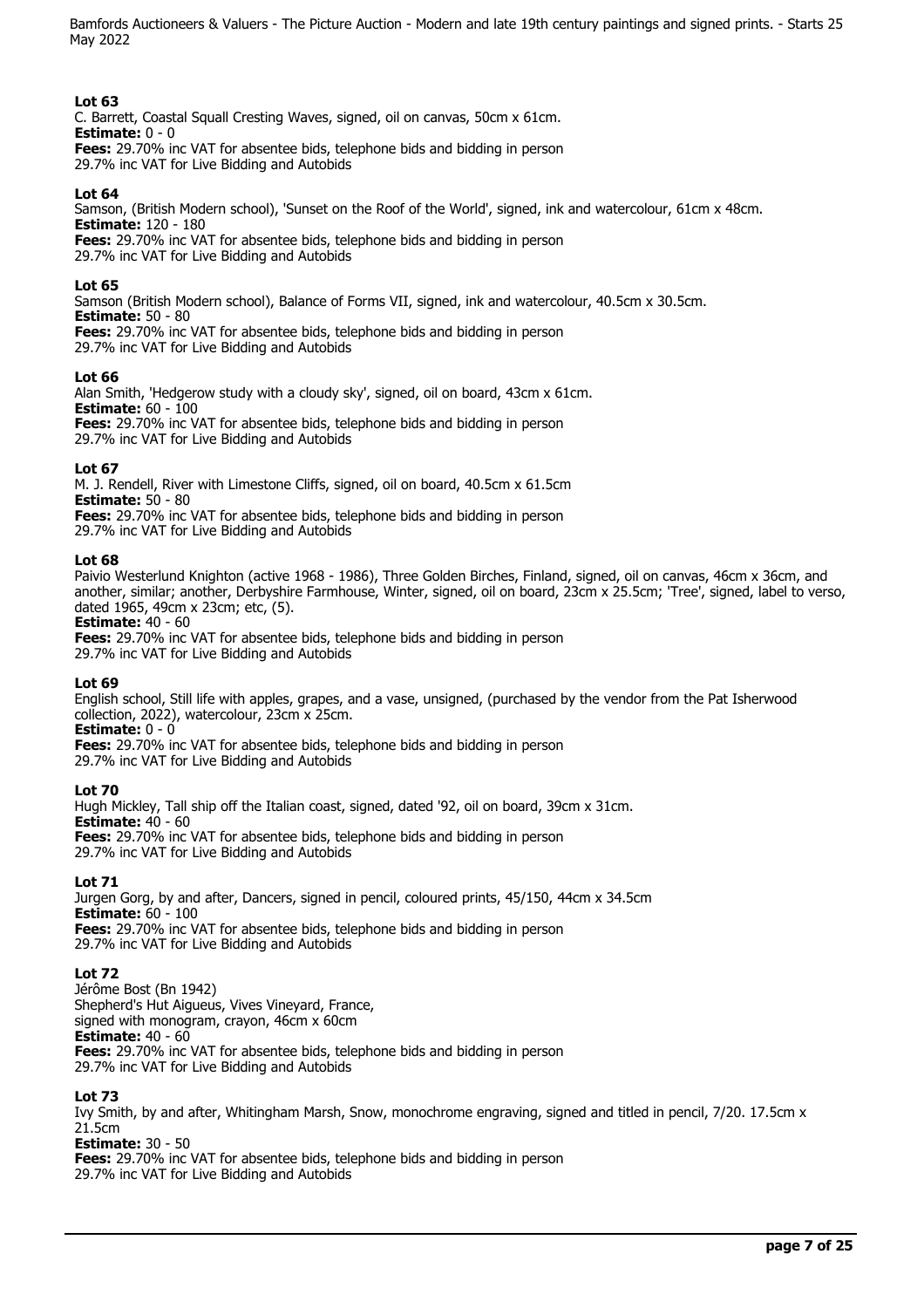### Lot 63

C. Barrett, Coastal Squall Cresting Waves, signed, oil on canvas, 50cm x 61cm.
**Estimate:** 0 - 0
**Fees:** 29.70% inc VAT for absentee bids, telephone bids and bidding in person
29.7% inc VAT for Live Bidding and Autobids

### Lot 64

Samson, (British Modern school), 'Sunset on the Roof of the World', signed, ink and watercolour, 61cm x 48cm.
**Estimate:** 120 - 180
**Fees:** 29.70% inc VAT for absentee bids, telephone bids and bidding in person
29.7% inc VAT for Live Bidding and Autobids

### Lot 65

Samson (British Modern school), Balance of Forms VII, signed, ink and watercolour, 40.5cm x 30.5cm.
**Estimate:** 50 - 80
**Fees:** 29.70% inc VAT for absentee bids, telephone bids and bidding in person
29.7% inc VAT for Live Bidding and Autobids

### Lot 66

Alan Smith, 'Hedgerow study with a cloudy sky', signed, oil on board, 43cm x 61cm.
**Estimate:** 60 - 100
**Fees:** 29.70% inc VAT for absentee bids, telephone bids and bidding in person
29.7% inc VAT for Live Bidding and Autobids

### Lot 67

M. J. Rendell, River with Limestone Cliffs, signed, oil on board, 40.5cm x 61.5cm
**Estimate:** 50 - 80
**Fees:** 29.70% inc VAT for absentee bids, telephone bids and bidding in person
29.7% inc VAT for Live Bidding and Autobids

### Lot 68

Paivio Westerlund Knighton (active 1968 - 1986), Three Golden Birches, Finland, signed, oil on canvas, 46cm x 36cm, and another, similar; another, Derbyshire Farmhouse, Winter, signed, oil on board, 23cm x 25.5cm; 'Tree', signed, label to verso, dated 1965, 49cm x 23cm; etc, (5).
**Estimate:** 40 - 60
**Fees:** 29.70% inc VAT for absentee bids, telephone bids and bidding in person
29.7% inc VAT for Live Bidding and Autobids

### Lot 69

English school, Still life with apples, grapes, and a vase, unsigned, (purchased by the vendor from the Pat Isherwood collection, 2022), watercolour, 23cm x 25cm.
**Estimate:** 0 - 0
**Fees:** 29.70% inc VAT for absentee bids, telephone bids and bidding in person
29.7% inc VAT for Live Bidding and Autobids

### Lot 70

Hugh Mickley, Tall ship off the Italian coast, signed, dated '92, oil on board, 39cm x 31cm.
**Estimate:** 40 - 60
**Fees:** 29.70% inc VAT for absentee bids, telephone bids and bidding in person
29.7% inc VAT for Live Bidding and Autobids

### Lot 71

Jurgen Gorg, by and after, Dancers, signed in pencil, coloured prints, 45/150, 44cm x 34.5cm
**Estimate:** 60 - 100
**Fees:** 29.70% inc VAT for absentee bids, telephone bids and bidding in person
29.7% inc VAT for Live Bidding and Autobids

### Lot 72

Jérôme Bost (Bn 1942)
Shepherd's Hut Aigueus, Vives Vineyard, France,
signed with monogram, crayon, 46cm x 60cm
**Estimate:** 40 - 60
**Fees:** 29.70% inc VAT for absentee bids, telephone bids and bidding in person
29.7% inc VAT for Live Bidding and Autobids

### Lot 73

Ivy Smith, by and after, Whitingham Marsh, Snow, monochrome engraving, signed and titled in pencil, 7/20. 17.5cm x 21.5cm
**Estimate:** 30 - 50
**Fees:** 29.70% inc VAT for absentee bids, telephone bids and bidding in person
29.7% inc VAT for Live Bidding and Autobids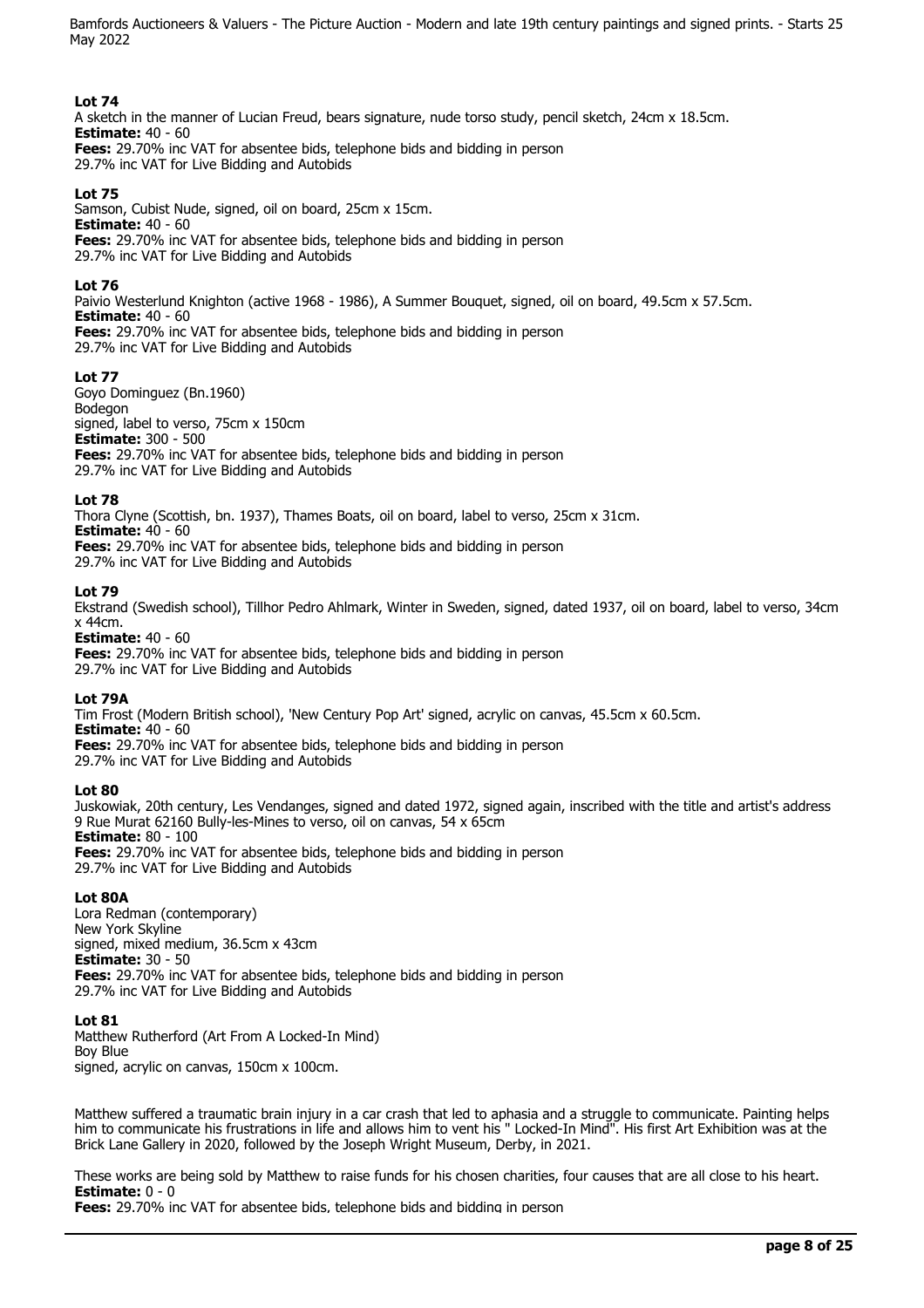### Lot 74

A sketch in the manner of Lucian Freud, bears signature, nude torso study, pencil sketch, 24cm x 18.5cm.
**Estimate:** 40 - 60
**Fees:** 29.70% inc VAT for absentee bids, telephone bids and bidding in person
29.7% inc VAT for Live Bidding and Autobids

### Lot 75

Samson, Cubist Nude, signed, oil on board, 25cm x 15cm.
**Estimate:** 40 - 60
**Fees:** 29.70% inc VAT for absentee bids, telephone bids and bidding in person
29.7% inc VAT for Live Bidding and Autobids

### Lot 76

Paivio Westerlund Knighton (active 1968 - 1986), A Summer Bouquet, signed, oil on board, 49.5cm x 57.5cm.
**Estimate:** 40 - 60
**Fees:** 29.70% inc VAT for absentee bids, telephone bids and bidding in person
29.7% inc VAT for Live Bidding and Autobids

### Lot 77

Goyo Dominguez (Bn.1960)
Bodegon
signed, label to verso, 75cm x 150cm
**Estimate:** 300 - 500
**Fees:** 29.70% inc VAT for absentee bids, telephone bids and bidding in person
29.7% inc VAT for Live Bidding and Autobids

### Lot 78

Thora Clyne (Scottish, bn. 1937), Thames Boats, oil on board, label to verso, 25cm x 31cm.
**Estimate:** 40 - 60
**Fees:** 29.70% inc VAT for absentee bids, telephone bids and bidding in person
29.7% inc VAT for Live Bidding and Autobids

### Lot 79

Ekstrand (Swedish school), Tillhor Pedro Ahlmark, Winter in Sweden, signed, dated 1937, oil on board, label to verso, 34cm x 44cm.
**Estimate:** 40 - 60
**Fees:** 29.70% inc VAT for absentee bids, telephone bids and bidding in person
29.7% inc VAT for Live Bidding and Autobids

### Lot 79A

Tim Frost (Modern British school), 'New Century Pop Art' signed, acrylic on canvas, 45.5cm x 60.5cm.
**Estimate:** 40 - 60
**Fees:** 29.70% inc VAT for absentee bids, telephone bids and bidding in person
29.7% inc VAT for Live Bidding and Autobids

### Lot 80

Juskowiak, 20th century, Les Vendanges, signed and dated 1972, signed again, inscribed with the title and artist's address 9 Rue Murat 62160 Bully-les-Mines to verso, oil on canvas, 54 x 65cm
**Estimate:** 80 - 100
**Fees:** 29.70% inc VAT for absentee bids, telephone bids and bidding in person
29.7% inc VAT for Live Bidding and Autobids

### Lot 80A

Lora Redman (contemporary)
New York Skyline
signed, mixed medium, 36.5cm x 43cm
**Estimate:** 30 - 50
**Fees:** 29.70% inc VAT for absentee bids, telephone bids and bidding in person
29.7% inc VAT for Live Bidding and Autobids

### Lot 81

Matthew Rutherford (Art From A Locked-In Mind)
Boy Blue
signed, acrylic on canvas, 150cm x 100cm.

Matthew suffered a traumatic brain injury in a car crash that led to aphasia and a struggle to communicate. Painting helps him to communicate his frustrations in life and allows him to vent his " Locked-In Mind". His first Art Exhibition was at the Brick Lane Gallery in 2020, followed by the Joseph Wright Museum, Derby, in 2021.

These works are being sold by Matthew to raise funds for his chosen charities, four causes that are all close to his heart.
**Estimate:** 0 - 0
**Fees:** 29.70% inc VAT for absentee bids, telephone bids and bidding in person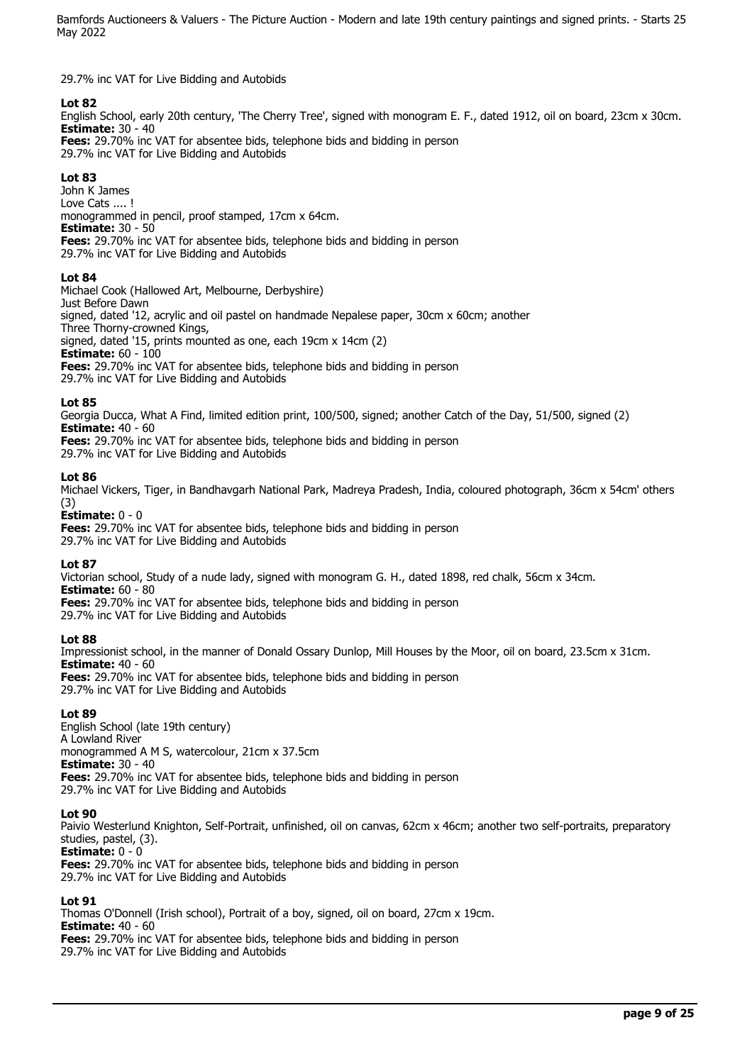29.7% inc VAT for Live Bidding and Autobids

**Lot 82**
English School, early 20th century, 'The Cherry Tree', signed with monogram E. F., dated 1912, oil on board, 23cm x 30cm.
**Estimate:** 30 - 40
**Fees:** 29.70% inc VAT for absentee bids, telephone bids and bidding in person
29.7% inc VAT for Live Bidding and Autobids

**Lot 83**
John K James
Love Cats .... !
monogrammed in pencil, proof stamped, 17cm x 64cm.
**Estimate:** 30 - 50
**Fees:** 29.70% inc VAT for absentee bids, telephone bids and bidding in person
29.7% inc VAT for Live Bidding and Autobids

**Lot 84**
Michael Cook (Hallowed Art, Melbourne, Derbyshire)
Just Before Dawn
signed, dated '12, acrylic and oil pastel on handmade Nepalese paper, 30cm x 60cm; another
Three Thorny-crowned Kings,
signed, dated '15, prints mounted as one, each 19cm x 14cm (2)
**Estimate:** 60 - 100
**Fees:** 29.70% inc VAT for absentee bids, telephone bids and bidding in person
29.7% inc VAT for Live Bidding and Autobids

**Lot 85**
Georgia Ducca, What A Find, limited edition print, 100/500, signed; another Catch of the Day, 51/500, signed (2)
**Estimate:** 40 - 60
**Fees:** 29.70% inc VAT for absentee bids, telephone bids and bidding in person
29.7% inc VAT for Live Bidding and Autobids

**Lot 86**
Michael Vickers, Tiger, in Bandhavgarh National Park, Madreya Pradesh, India, coloured photograph, 36cm x 54cm' others (3)
**Estimate:** 0 - 0
**Fees:** 29.70% inc VAT for absentee bids, telephone bids and bidding in person
29.7% inc VAT for Live Bidding and Autobids

**Lot 87**
Victorian school, Study of a nude lady, signed with monogram G. H., dated 1898, red chalk, 56cm x 34cm.
**Estimate:** 60 - 80
**Fees:** 29.70% inc VAT for absentee bids, telephone bids and bidding in person
29.7% inc VAT for Live Bidding and Autobids

**Lot 88**
Impressionist school, in the manner of Donald Ossary Dunlop, Mill Houses by the Moor, oil on board, 23.5cm x 31cm.
**Estimate:** 40 - 60
**Fees:** 29.70% inc VAT for absentee bids, telephone bids and bidding in person
29.7% inc VAT for Live Bidding and Autobids

**Lot 89**
English School (late 19th century)
A Lowland River
monogrammed A M S, watercolour, 21cm x 37.5cm
**Estimate:** 30 - 40
**Fees:** 29.70% inc VAT for absentee bids, telephone bids and bidding in person
29.7% inc VAT for Live Bidding and Autobids

**Lot 90**
Paivio Westerlund Knighton, Self-Portrait, unfinished, oil on canvas, 62cm x 46cm; another two self-portraits, preparatory studies, pastel, (3).
**Estimate:** 0 - 0
**Fees:** 29.70% inc VAT for absentee bids, telephone bids and bidding in person
29.7% inc VAT for Live Bidding and Autobids

**Lot 91**
Thomas O'Donnell (Irish school), Portrait of a boy, signed, oil on board, 27cm x 19cm.
**Estimate:** 40 - 60
**Fees:** 29.70% inc VAT for absentee bids, telephone bids and bidding in person
29.7% inc VAT for Live Bidding and Autobids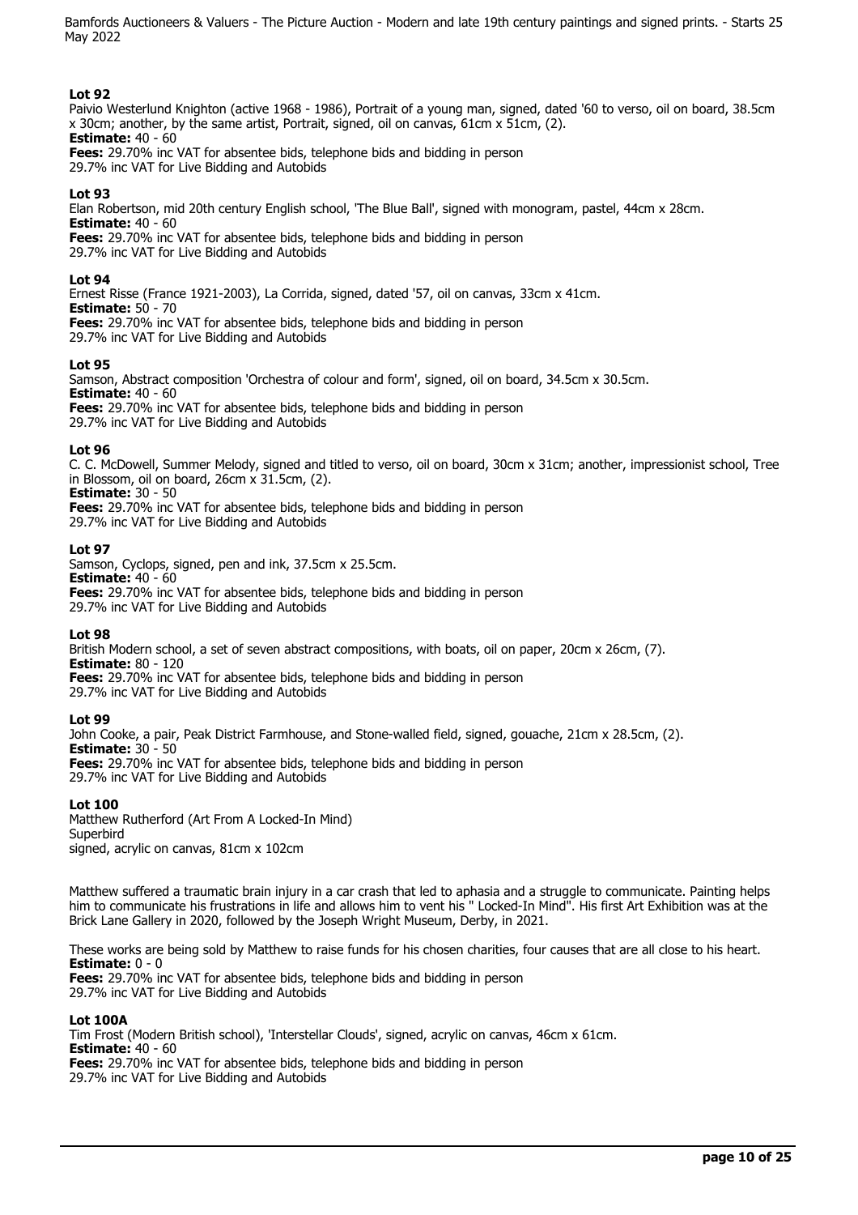### Lot 92

Paivio Westerlund Knighton (active 1968 - 1986), Portrait of a young man, signed, dated '60 to verso, oil on board, 38.5cm x 30cm; another, by the same artist, Portrait, signed, oil on canvas, 61cm x 51cm, (2).

**Estimate:** 40 - 60

**Fees:** 29.70% inc VAT for absentee bids, telephone bids and bidding in person
29.7% inc VAT for Live Bidding and Autobids

### Lot 93

Elan Robertson, mid 20th century English school, 'The Blue Ball', signed with monogram, pastel, 44cm x 28cm.

**Estimate:** 40 - 60

**Fees:** 29.70% inc VAT for absentee bids, telephone bids and bidding in person
29.7% inc VAT for Live Bidding and Autobids

### Lot 94

Ernest Risse (France 1921-2003), La Corrida, signed, dated '57, oil on canvas, 33cm x 41cm.

**Estimate:** 50 - 70

**Fees:** 29.70% inc VAT for absentee bids, telephone bids and bidding in person
29.7% inc VAT for Live Bidding and Autobids

### Lot 95

Samson, Abstract composition 'Orchestra of colour and form', signed, oil on board, 34.5cm x 30.5cm.

**Estimate:** 40 - 60

**Fees:** 29.70% inc VAT for absentee bids, telephone bids and bidding in person
29.7% inc VAT for Live Bidding and Autobids

### Lot 96

C. C. McDowell, Summer Melody, signed and titled to verso, oil on board, 30cm x 31cm; another, impressionist school, Tree in Blossom, oil on board, 26cm x 31.5cm, (2).

**Estimate:** 30 - 50

**Fees:** 29.70% inc VAT for absentee bids, telephone bids and bidding in person
29.7% inc VAT for Live Bidding and Autobids

### Lot 97

Samson, Cyclops, signed, pen and ink, 37.5cm x 25.5cm.

**Estimate:** 40 - 60

**Fees:** 29.70% inc VAT for absentee bids, telephone bids and bidding in person
29.7% inc VAT for Live Bidding and Autobids

### Lot 98

British Modern school, a set of seven abstract compositions, with boats, oil on paper, 20cm x 26cm, (7).

**Estimate:** 80 - 120

**Fees:** 29.70% inc VAT for absentee bids, telephone bids and bidding in person
29.7% inc VAT for Live Bidding and Autobids

### Lot 99

John Cooke, a pair, Peak District Farmhouse, and Stone-walled field, signed, gouache, 21cm x 28.5cm, (2).

**Estimate:** 30 - 50

**Fees:** 29.70% inc VAT for absentee bids, telephone bids and bidding in person
29.7% inc VAT for Live Bidding and Autobids

### Lot 100

Matthew Rutherford (Art From A Locked-In Mind)
Superbird
signed, acrylic on canvas, 81cm x 102cm

Matthew suffered a traumatic brain injury in a car crash that led to aphasia and a struggle to communicate. Painting helps him to communicate his frustrations in life and allows him to vent his " Locked-In Mind". His first Art Exhibition was at the Brick Lane Gallery in 2020, followed by the Joseph Wright Museum, Derby, in 2021.

These works are being sold by Matthew to raise funds for his chosen charities, four causes that are all close to his heart.

**Estimate:** 0 - 0

**Fees:** 29.70% inc VAT for absentee bids, telephone bids and bidding in person
29.7% inc VAT for Live Bidding and Autobids

### Lot 100A

Tim Frost (Modern British school), 'Interstellar Clouds', signed, acrylic on canvas, 46cm x 61cm.

**Estimate:** 40 - 60

**Fees:** 29.70% inc VAT for absentee bids, telephone bids and bidding in person
29.7% inc VAT for Live Bidding and Autobids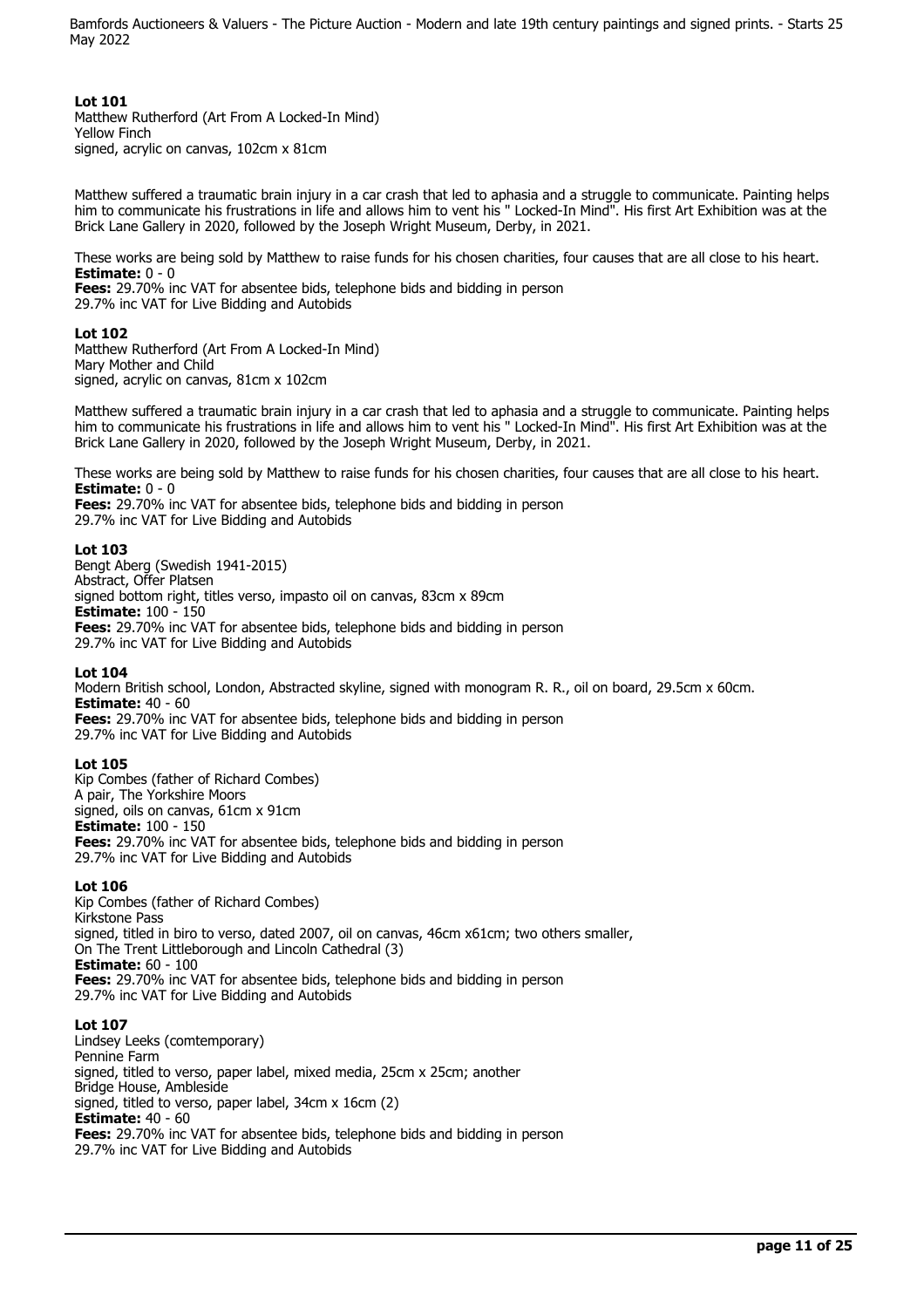**Lot 101**
Matthew Rutherford (Art From A Locked-In Mind)
Yellow Finch
signed, acrylic on canvas, 102cm x 81cm

Matthew suffered a traumatic brain injury in a car crash that led to aphasia and a struggle to communicate. Painting helps him to communicate his frustrations in life and allows him to vent his " Locked-In Mind". His first Art Exhibition was at the Brick Lane Gallery in 2020, followed by the Joseph Wright Museum, Derby, in 2021.

These works are being sold by Matthew to raise funds for his chosen charities, four causes that are all close to his heart.
**Estimate:** 0 - 0
**Fees:** 29.70% inc VAT for absentee bids, telephone bids and bidding in person
29.7% inc VAT for Live Bidding and Autobids

**Lot 102**
Matthew Rutherford (Art From A Locked-In Mind)
Mary Mother and Child
signed, acrylic on canvas, 81cm x 102cm

Matthew suffered a traumatic brain injury in a car crash that led to aphasia and a struggle to communicate. Painting helps him to communicate his frustrations in life and allows him to vent his " Locked-In Mind". His first Art Exhibition was at the Brick Lane Gallery in 2020, followed by the Joseph Wright Museum, Derby, in 2021.

These works are being sold by Matthew to raise funds for his chosen charities, four causes that are all close to his heart.
**Estimate:** 0 - 0
**Fees:** 29.70% inc VAT for absentee bids, telephone bids and bidding in person
29.7% inc VAT for Live Bidding and Autobids

**Lot 103**
Bengt Aberg (Swedish 1941-2015)
Abstract, Offer Platsen
signed bottom right, titles verso, impasto oil on canvas, 83cm x 89cm
**Estimate:** 100 - 150
**Fees:** 29.70% inc VAT for absentee bids, telephone bids and bidding in person
29.7% inc VAT for Live Bidding and Autobids

**Lot 104**
Modern British school, London, Abstracted skyline, signed with monogram R. R., oil on board, 29.5cm x 60cm.
**Estimate:** 40 - 60
**Fees:** 29.70% inc VAT for absentee bids, telephone bids and bidding in person
29.7% inc VAT for Live Bidding and Autobids

**Lot 105**
Kip Combes (father of Richard Combes)
A pair, The Yorkshire Moors
signed, oils on canvas, 61cm x 91cm
**Estimate:** 100 - 150
**Fees:** 29.70% inc VAT for absentee bids, telephone bids and bidding in person
29.7% inc VAT for Live Bidding and Autobids

**Lot 106**
Kip Combes (father of Richard Combes)
Kirkstone Pass
signed, titled in biro to verso, dated 2007, oil on canvas, 46cm x61cm; two others smaller,
On The Trent Littleborough and Lincoln Cathedral (3)
**Estimate:** 60 - 100
**Fees:** 29.70% inc VAT for absentee bids, telephone bids and bidding in person
29.7% inc VAT for Live Bidding and Autobids

**Lot 107**
Lindsey Leeks (comtemporary)
Pennine Farm
signed, titled to verso, paper label, mixed media, 25cm x 25cm; another
Bridge House, Ambleside
signed, titled to verso, paper label, 34cm x 16cm (2)
**Estimate:** 40 - 60
**Fees:** 29.70% inc VAT for absentee bids, telephone bids and bidding in person
29.7% inc VAT for Live Bidding and Autobids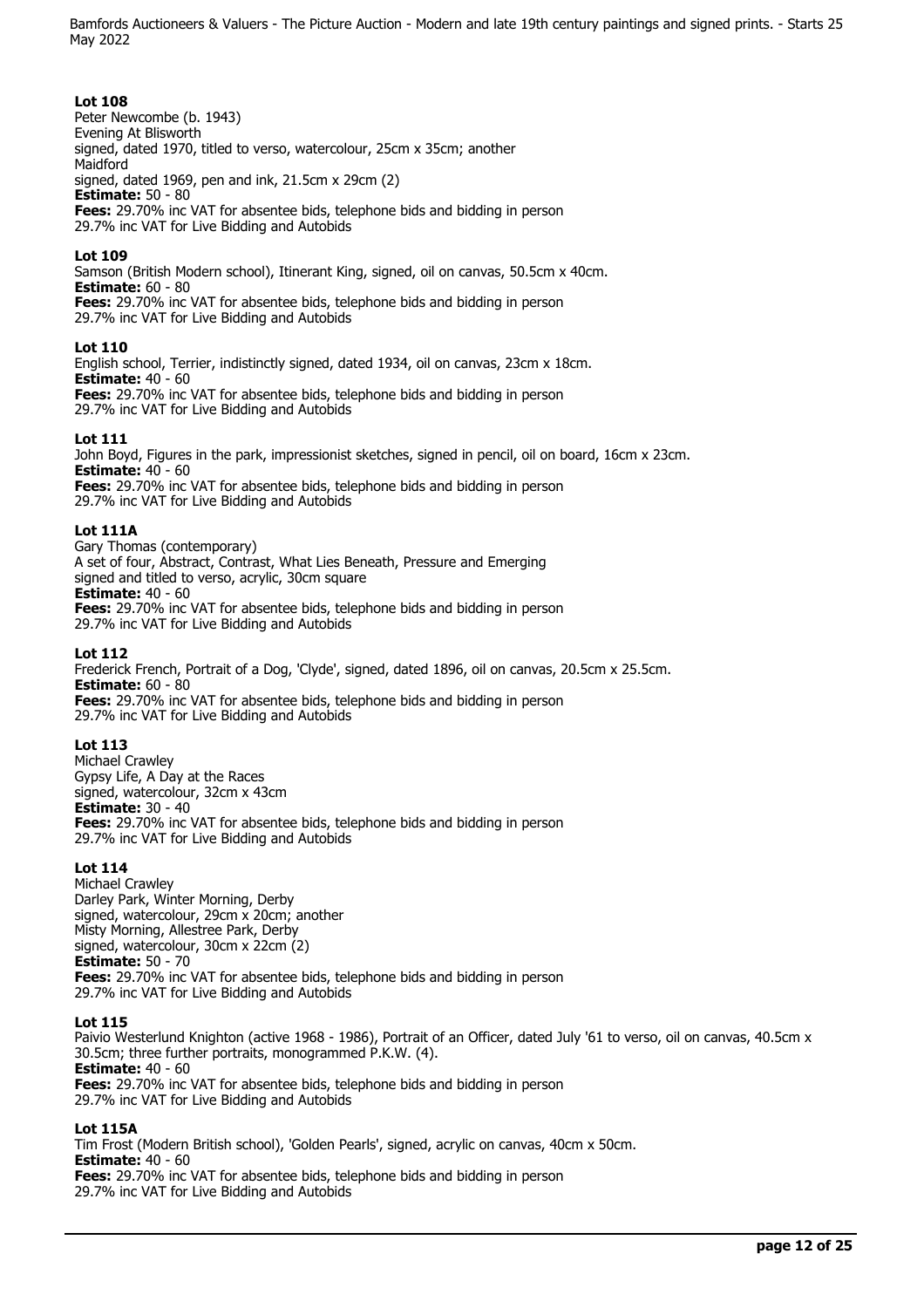### Lot 108

Peter Newcombe (b. 1943)
Evening At Blisworth
signed, dated 1970, titled to verso, watercolour, 25cm x 35cm; another
Maidford
signed, dated 1969, pen and ink, 21.5cm x 29cm (2)
**Estimate:** 50 - 80
**Fees:** 29.70% inc VAT for absentee bids, telephone bids and bidding in person
29.7% inc VAT for Live Bidding and Autobids

### Lot 109

Samson (British Modern school), Itinerant King, signed, oil on canvas, 50.5cm x 40cm.
**Estimate:** 60 - 80
**Fees:** 29.70% inc VAT for absentee bids, telephone bids and bidding in person
29.7% inc VAT for Live Bidding and Autobids

### Lot 110

English school, Terrier, indistinctly signed, dated 1934, oil on canvas, 23cm x 18cm.
**Estimate:** 40 - 60
**Fees:** 29.70% inc VAT for absentee bids, telephone bids and bidding in person
29.7% inc VAT for Live Bidding and Autobids

### Lot 111

John Boyd, Figures in the park, impressionist sketches, signed in pencil, oil on board, 16cm x 23cm.
**Estimate:** 40 - 60
**Fees:** 29.70% inc VAT for absentee bids, telephone bids and bidding in person
29.7% inc VAT for Live Bidding and Autobids

### Lot 111A

Gary Thomas (contemporary)
A set of four, Abstract, Contrast, What Lies Beneath, Pressure and Emerging
signed and titled to verso, acrylic, 30cm square
**Estimate:** 40 - 60
**Fees:** 29.70% inc VAT for absentee bids, telephone bids and bidding in person
29.7% inc VAT for Live Bidding and Autobids

### Lot 112

Frederick French, Portrait of a Dog, 'Clyde', signed, dated 1896, oil on canvas, 20.5cm x 25.5cm.
**Estimate:** 60 - 80
**Fees:** 29.70% inc VAT for absentee bids, telephone bids and bidding in person
29.7% inc VAT for Live Bidding and Autobids

### Lot 113

Michael Crawley
Gypsy Life, A Day at the Races
signed, watercolour, 32cm x 43cm
**Estimate:** 30 - 40
**Fees:** 29.70% inc VAT for absentee bids, telephone bids and bidding in person
29.7% inc VAT for Live Bidding and Autobids

### Lot 114

Michael Crawley
Darley Park, Winter Morning, Derby
signed, watercolour, 29cm x 20cm; another
Misty Morning, Allestree Park, Derby
signed, watercolour, 30cm x 22cm (2)
**Estimate:** 50 - 70
**Fees:** 29.70% inc VAT for absentee bids, telephone bids and bidding in person
29.7% inc VAT for Live Bidding and Autobids

### Lot 115

Paivio Westerlund Knighton (active 1968 - 1986), Portrait of an Officer, dated July '61 to verso, oil on canvas, 40.5cm x 30.5cm; three further portraits, monogrammed P.K.W. (4).
**Estimate:** 40 - 60
**Fees:** 29.70% inc VAT for absentee bids, telephone bids and bidding in person
29.7% inc VAT for Live Bidding and Autobids

### Lot 115A

Tim Frost (Modern British school), 'Golden Pearls', signed, acrylic on canvas, 40cm x 50cm.
**Estimate:** 40 - 60
**Fees:** 29.70% inc VAT for absentee bids, telephone bids and bidding in person
29.7% inc VAT for Live Bidding and Autobids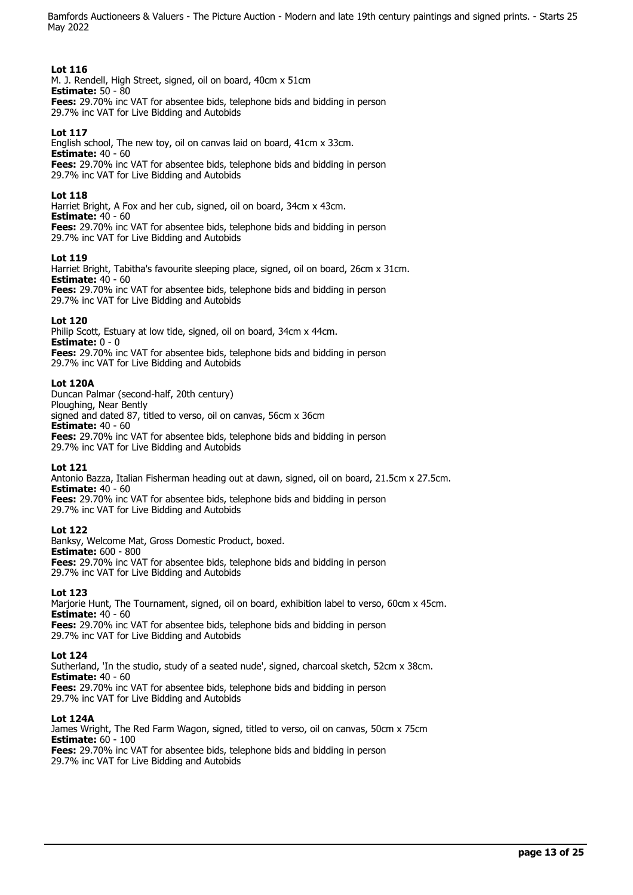**Lot 116**
M. J. Rendell, High Street, signed, oil on board, 40cm x 51cm
**Estimate:** 50 - 80
**Fees:** 29.70% inc VAT for absentee bids, telephone bids and bidding in person
29.7% inc VAT for Live Bidding and Autobids

**Lot 117**
English school, The new toy, oil on canvas laid on board, 41cm x 33cm.
**Estimate:** 40 - 60
**Fees:** 29.70% inc VAT for absentee bids, telephone bids and bidding in person
29.7% inc VAT for Live Bidding and Autobids

**Lot 118**
Harriet Bright, A Fox and her cub, signed, oil on board, 34cm x 43cm.
**Estimate:** 40 - 60
**Fees:** 29.70% inc VAT for absentee bids, telephone bids and bidding in person
29.7% inc VAT for Live Bidding and Autobids

**Lot 119**
Harriet Bright, Tabitha's favourite sleeping place, signed, oil on board, 26cm x 31cm.
**Estimate:** 40 - 60
**Fees:** 29.70% inc VAT for absentee bids, telephone bids and bidding in person
29.7% inc VAT for Live Bidding and Autobids

**Lot 120**
Philip Scott, Estuary at low tide, signed, oil on board, 34cm x 44cm.
**Estimate:** 0 - 0
**Fees:** 29.70% inc VAT for absentee bids, telephone bids and bidding in person
29.7% inc VAT for Live Bidding and Autobids

**Lot 120A**
Duncan Palmar (second-half, 20th century)
Ploughing, Near Bently
signed and dated 87, titled to verso, oil on canvas, 56cm x 36cm
**Estimate:** 40 - 60
**Fees:** 29.70% inc VAT for absentee bids, telephone bids and bidding in person
29.7% inc VAT for Live Bidding and Autobids

**Lot 121**
Antonio Bazza, Italian Fisherman heading out at dawn, signed, oil on board, 21.5cm x 27.5cm.
**Estimate:** 40 - 60
**Fees:** 29.70% inc VAT for absentee bids, telephone bids and bidding in person
29.7% inc VAT for Live Bidding and Autobids

**Lot 122**
Banksy, Welcome Mat, Gross Domestic Product, boxed.
**Estimate:** 600 - 800
**Fees:** 29.70% inc VAT for absentee bids, telephone bids and bidding in person
29.7% inc VAT for Live Bidding and Autobids

**Lot 123**
Marjorie Hunt, The Tournament, signed, oil on board, exhibition label to verso, 60cm x 45cm.
**Estimate:** 40 - 60
**Fees:** 29.70% inc VAT for absentee bids, telephone bids and bidding in person
29.7% inc VAT for Live Bidding and Autobids

**Lot 124**
Sutherland, 'In the studio, study of a seated nude', signed, charcoal sketch, 52cm x 38cm.
**Estimate:** 40 - 60
**Fees:** 29.70% inc VAT for absentee bids, telephone bids and bidding in person
29.7% inc VAT for Live Bidding and Autobids

**Lot 124A**
James Wright, The Red Farm Wagon, signed, titled to verso, oil on canvas, 50cm x 75cm
**Estimate:** 60 - 100
**Fees:** 29.70% inc VAT for absentee bids, telephone bids and bidding in person
29.7% inc VAT for Live Bidding and Autobids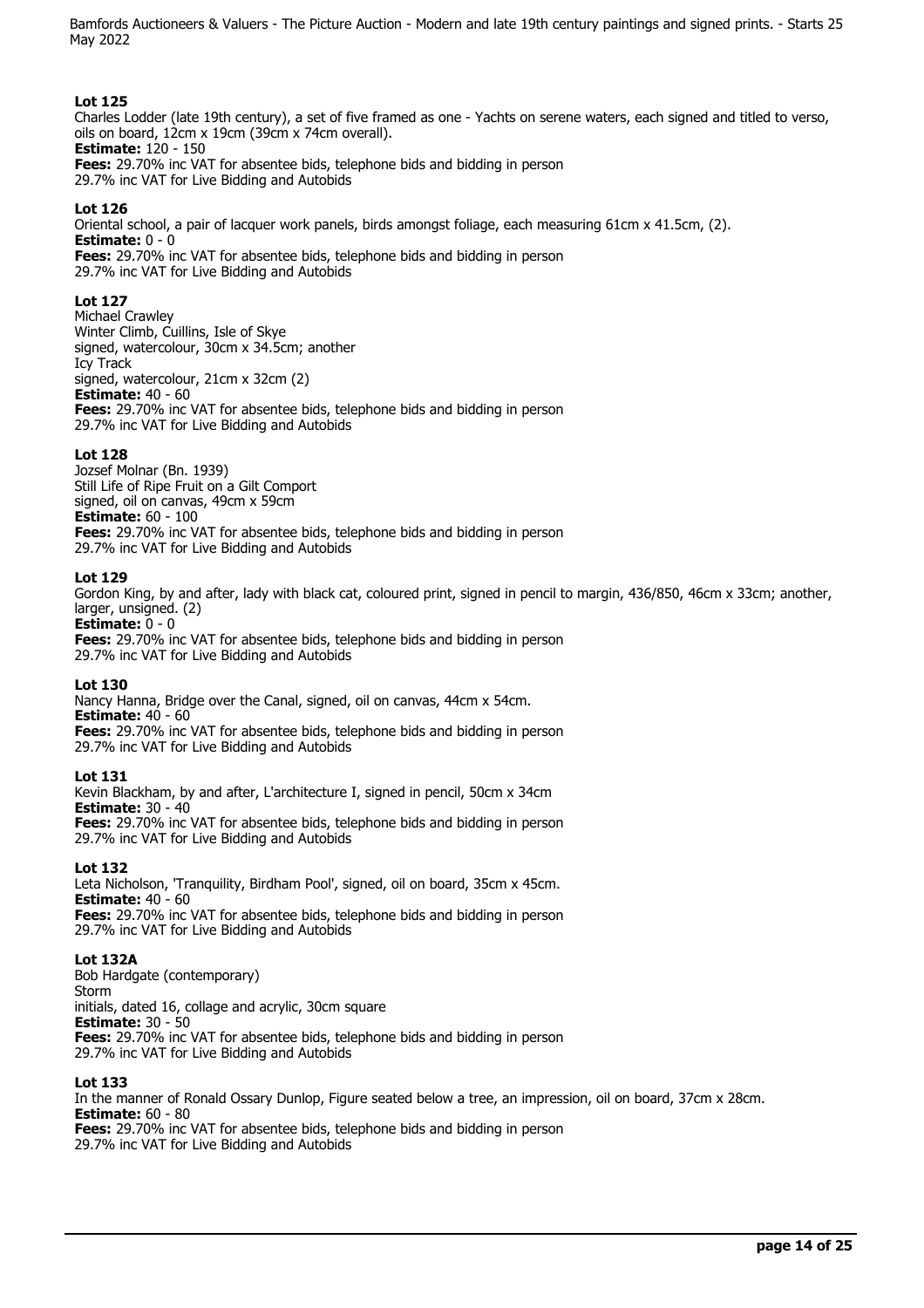### Lot 125

Charles Lodder (late 19th century), a set of five framed as one - Yachts on serene waters, each signed and titled to verso, oils on board, 12cm x 19cm (39cm x 74cm overall).

**Estimate:** 120 - 150

**Fees:** 29.70% inc VAT for absentee bids, telephone bids and bidding in person
29.7% inc VAT for Live Bidding and Autobids

### Lot 126

Oriental school, a pair of lacquer work panels, birds amongst foliage, each measuring 61cm x 41.5cm, (2).

**Estimate:** 0 - 0

**Fees:** 29.70% inc VAT for absentee bids, telephone bids and bidding in person
29.7% inc VAT for Live Bidding and Autobids

### Lot 127

Michael Crawley
Winter Climb, Cuillins, Isle of Skye
signed, watercolour, 30cm x 34.5cm; another
Icy Track
signed, watercolour, 21cm x 32cm (2)

**Estimate:** 40 - 60

**Fees:** 29.70% inc VAT for absentee bids, telephone bids and bidding in person
29.7% inc VAT for Live Bidding and Autobids

### Lot 128

Jozsef Molnar (Bn. 1939)
Still Life of Ripe Fruit on a Gilt Comport
signed, oil on canvas, 49cm x 59cm

**Estimate:** 60 - 100

**Fees:** 29.70% inc VAT for absentee bids, telephone bids and bidding in person
29.7% inc VAT for Live Bidding and Autobids

### Lot 129

Gordon King, by and after, lady with black cat, coloured print, signed in pencil to margin, 436/850, 46cm x 33cm; another, larger, unsigned. (2)

**Estimate:** 0 - 0

**Fees:** 29.70% inc VAT for absentee bids, telephone bids and bidding in person
29.7% inc VAT for Live Bidding and Autobids

### Lot 130

Nancy Hanna, Bridge over the Canal, signed, oil on canvas, 44cm x 54cm.

**Estimate:** 40 - 60

**Fees:** 29.70% inc VAT for absentee bids, telephone bids and bidding in person
29.7% inc VAT for Live Bidding and Autobids

### Lot 131

Kevin Blackham, by and after, L'architecture I, signed in pencil, 50cm x 34cm

**Estimate:** 30 - 40

**Fees:** 29.70% inc VAT for absentee bids, telephone bids and bidding in person
29.7% inc VAT for Live Bidding and Autobids

### Lot 132

Leta Nicholson, 'Tranquility, Birdham Pool', signed, oil on board, 35cm x 45cm.

**Estimate:** 40 - 60

**Fees:** 29.70% inc VAT for absentee bids, telephone bids and bidding in person
29.7% inc VAT for Live Bidding and Autobids

### Lot 132A

Bob Hardgate (contemporary)
Storm
initials, dated 16, collage and acrylic, 30cm square

**Estimate:** 30 - 50

**Fees:** 29.70% inc VAT for absentee bids, telephone bids and bidding in person
29.7% inc VAT for Live Bidding and Autobids

### Lot 133

In the manner of Ronald Ossary Dunlop, Figure seated below a tree, an impression, oil on board, 37cm x 28cm.

**Estimate:** 60 - 80

**Fees:** 29.70% inc VAT for absentee bids, telephone bids and bidding in person
29.7% inc VAT for Live Bidding and Autobids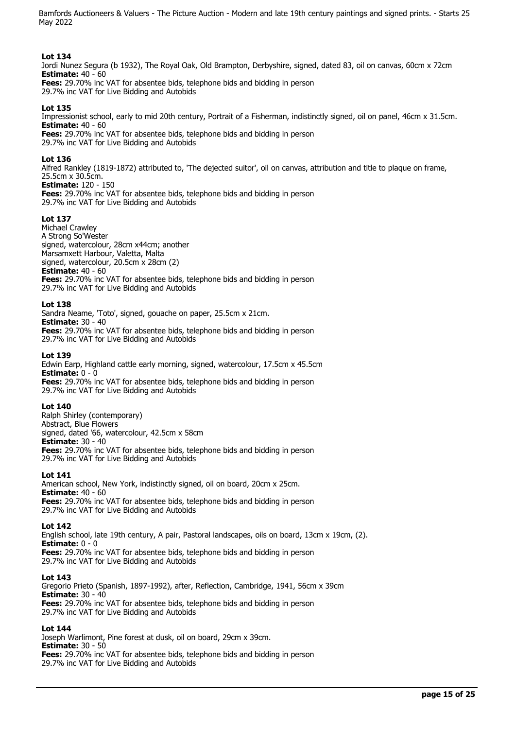### Lot 134

Jordi Nunez Segura (b 1932), The Royal Oak, Old Brampton, Derbyshire, signed, dated 83, oil on canvas, 60cm x 72cm

**Estimate:** 40 - 60

**Fees:** 29.70% inc VAT for absentee bids, telephone bids and bidding in person
29.7% inc VAT for Live Bidding and Autobids

### Lot 135

Impressionist school, early to mid 20th century, Portrait of a Fisherman, indistinctly signed, oil on panel, 46cm x 31.5cm.

**Estimate:** 40 - 60

**Fees:** 29.70% inc VAT for absentee bids, telephone bids and bidding in person
29.7% inc VAT for Live Bidding and Autobids

### Lot 136

Alfred Rankley (1819-1872) attributed to, 'The dejected suitor', oil on canvas, attribution and title to plaque on frame, 25.5cm x 30.5cm.

**Estimate:** 120 - 150

**Fees:** 29.70% inc VAT for absentee bids, telephone bids and bidding in person
29.7% inc VAT for Live Bidding and Autobids

### Lot 137

Michael Crawley
A Strong So'Wester
signed, watercolour, 28cm x44cm; another
Marsamxett Harbour, Valetta, Malta
signed, watercolour, 20.5cm x 28cm (2)

**Estimate:** 40 - 60

**Fees:** 29.70% inc VAT for absentee bids, telephone bids and bidding in person
29.7% inc VAT for Live Bidding and Autobids

### Lot 138

Sandra Neame, 'Toto', signed, gouache on paper, 25.5cm x 21cm.

**Estimate:** 30 - 40

**Fees:** 29.70% inc VAT for absentee bids, telephone bids and bidding in person
29.7% inc VAT for Live Bidding and Autobids

### Lot 139

Edwin Earp, Highland cattle early morning, signed, watercolour, 17.5cm x 45.5cm

**Estimate:** 0 - 0

**Fees:** 29.70% inc VAT for absentee bids, telephone bids and bidding in person
29.7% inc VAT for Live Bidding and Autobids

### Lot 140

Ralph Shirley (contemporary)
Abstract, Blue Flowers
signed, dated '66, watercolour, 42.5cm x 58cm

**Estimate:** 30 - 40

**Fees:** 29.70% inc VAT for absentee bids, telephone bids and bidding in person
29.7% inc VAT for Live Bidding and Autobids

### Lot 141

American school, New York, indistinctly signed, oil on board, 20cm x 25cm.

**Estimate:** 40 - 60

**Fees:** 29.70% inc VAT for absentee bids, telephone bids and bidding in person
29.7% inc VAT for Live Bidding and Autobids

### Lot 142

English school, late 19th century, A pair, Pastoral landscapes, oils on board, 13cm x 19cm, (2).

**Estimate:** 0 - 0

**Fees:** 29.70% inc VAT for absentee bids, telephone bids and bidding in person
29.7% inc VAT for Live Bidding and Autobids

### Lot 143

Gregorio Prieto (Spanish, 1897-1992), after, Reflection, Cambridge, 1941, 56cm x 39cm

**Estimate:** 30 - 40

**Fees:** 29.70% inc VAT for absentee bids, telephone bids and bidding in person
29.7% inc VAT for Live Bidding and Autobids

### Lot 144

Joseph Warlimont, Pine forest at dusk, oil on board, 29cm x 39cm.

**Estimate:** 30 - 50

**Fees:** 29.70% inc VAT for absentee bids, telephone bids and bidding in person
29.7% inc VAT for Live Bidding and Autobids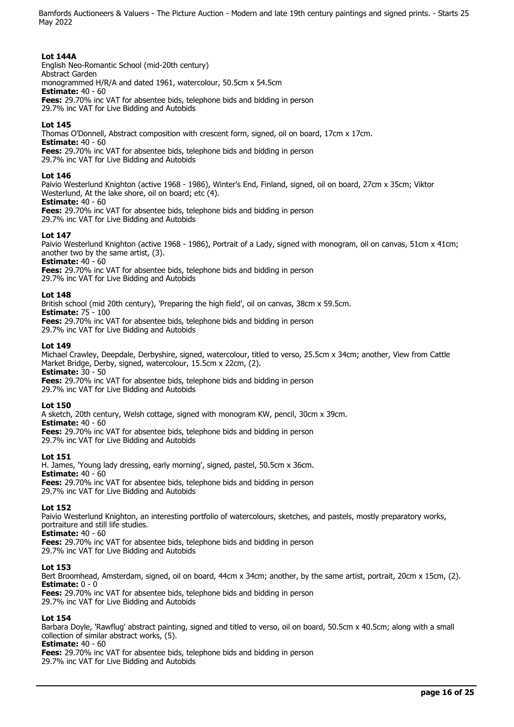**Lot 144A**
English Neo-Romantic School (mid-20th century)
Abstract Garden
monogrammed H/R/A and dated 1961, watercolour, 50.5cm x 54.5cm
**Estimate:** 40 - 60
**Fees:** 29.70% inc VAT for absentee bids, telephone bids and bidding in person
29.7% inc VAT for Live Bidding and Autobids

**Lot 145**
Thomas O'Donnell, Abstract composition with crescent form, signed, oil on board, 17cm x 17cm.
**Estimate:** 40 - 60
**Fees:** 29.70% inc VAT for absentee bids, telephone bids and bidding in person
29.7% inc VAT for Live Bidding and Autobids

**Lot 146**
Paivio Westerlund Knighton (active 1968 - 1986), Winter's End, Finland, signed, oil on board, 27cm x 35cm; Viktor Westerlund, At the lake shore, oil on board; etc (4).
**Estimate:** 40 - 60
**Fees:** 29.70% inc VAT for absentee bids, telephone bids and bidding in person
29.7% inc VAT for Live Bidding and Autobids

**Lot 147**
Paivio Westerlund Knighton (active 1968 - 1986), Portrait of a Lady, signed with monogram, oil on canvas, 51cm x 41cm; another two by the same artist, (3).
**Estimate:** 40 - 60
**Fees:** 29.70% inc VAT for absentee bids, telephone bids and bidding in person
29.7% inc VAT for Live Bidding and Autobids

**Lot 148**
British school (mid 20th century), 'Preparing the high field', oil on canvas, 38cm x 59.5cm.
**Estimate:** 75 - 100
**Fees:** 29.70% inc VAT for absentee bids, telephone bids and bidding in person
29.7% inc VAT for Live Bidding and Autobids

**Lot 149**
Michael Crawley, Deepdale, Derbyshire, signed, watercolour, titled to verso, 25.5cm x 34cm; another, View from Cattle Market Bridge, Derby, signed, watercolour, 15.5cm x 22cm, (2).
**Estimate:** 30 - 50
**Fees:** 29.70% inc VAT for absentee bids, telephone bids and bidding in person
29.7% inc VAT for Live Bidding and Autobids

**Lot 150**
A sketch, 20th century, Welsh cottage, signed with monogram KW, pencil, 30cm x 39cm.
**Estimate:** 40 - 60
**Fees:** 29.70% inc VAT for absentee bids, telephone bids and bidding in person
29.7% inc VAT for Live Bidding and Autobids

**Lot 151**
H. James, 'Young lady dressing, early morning', signed, pastel, 50.5cm x 36cm.
**Estimate:** 40 - 60
**Fees:** 29.70% inc VAT for absentee bids, telephone bids and bidding in person
29.7% inc VAT for Live Bidding and Autobids

**Lot 152**
Paivio Westerlund Knighton, an interesting portfolio of watercolours, sketches, and pastels, mostly preparatory works, portraiture and still life studies.
**Estimate:** 40 - 60
**Fees:** 29.70% inc VAT for absentee bids, telephone bids and bidding in person
29.7% inc VAT for Live Bidding and Autobids

**Lot 153**
Bert Broomhead, Amsterdam, signed, oil on board, 44cm x 34cm; another, by the same artist, portrait, 20cm x 15cm, (2).
**Estimate:** 0 - 0
**Fees:** 29.70% inc VAT for absentee bids, telephone bids and bidding in person
29.7% inc VAT for Live Bidding and Autobids

**Lot 154**
Barbara Doyle, 'Rawflug' abstract painting, signed and titled to verso, oil on board, 50.5cm x 40.5cm; along with a small collection of similar abstract works, (5).
**Estimate:** 40 - 60
**Fees:** 29.70% inc VAT for absentee bids, telephone bids and bidding in person
29.7% inc VAT for Live Bidding and Autobids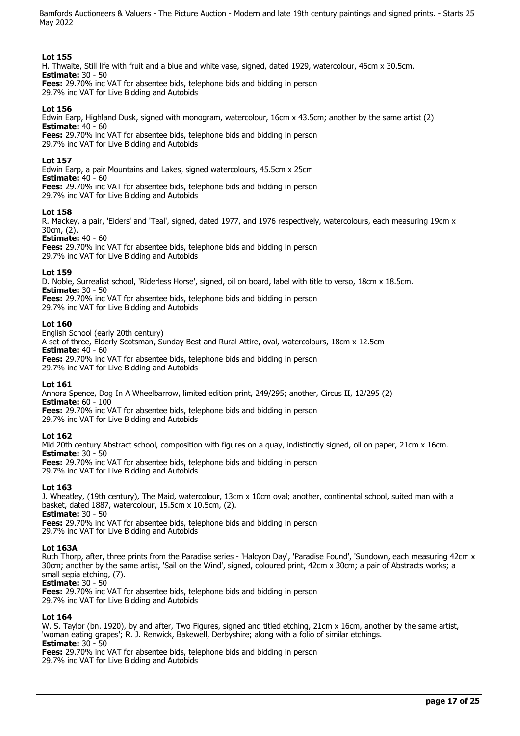### Lot 155

H. Thwaite, Still life with fruit and a blue and white vase, signed, dated 1929, watercolour, 46cm x 30.5cm.
**Estimate:** 30 - 50
**Fees:** 29.70% inc VAT for absentee bids, telephone bids and bidding in person
29.7% inc VAT for Live Bidding and Autobids

### Lot 156

Edwin Earp, Highland Dusk, signed with monogram, watercolour, 16cm x 43.5cm; another by the same artist (2)
**Estimate:** 40 - 60
**Fees:** 29.70% inc VAT for absentee bids, telephone bids and bidding in person
29.7% inc VAT for Live Bidding and Autobids

### Lot 157

Edwin Earp, a pair Mountains and Lakes, signed watercolours, 45.5cm x 25cm
**Estimate:** 40 - 60
**Fees:** 29.70% inc VAT for absentee bids, telephone bids and bidding in person
29.7% inc VAT for Live Bidding and Autobids

### Lot 158

R. Mackey, a pair, 'Eiders' and 'Teal', signed, dated 1977, and 1976 respectively, watercolours, each measuring 19cm x 30cm, (2).
**Estimate:** 40 - 60
**Fees:** 29.70% inc VAT for absentee bids, telephone bids and bidding in person
29.7% inc VAT for Live Bidding and Autobids

### Lot 159

D. Noble, Surrealist school, 'Riderless Horse', signed, oil on board, label with title to verso, 18cm x 18.5cm.
**Estimate:** 30 - 50
**Fees:** 29.70% inc VAT for absentee bids, telephone bids and bidding in person
29.7% inc VAT for Live Bidding and Autobids

### Lot 160

English School (early 20th century)
A set of three, Elderly Scotsman, Sunday Best and Rural Attire, oval, watercolours, 18cm x 12.5cm
**Estimate:** 40 - 60
**Fees:** 29.70% inc VAT for absentee bids, telephone bids and bidding in person
29.7% inc VAT for Live Bidding and Autobids

### Lot 161

Annora Spence, Dog In A Wheelbarrow, limited edition print, 249/295; another, Circus II, 12/295 (2)
**Estimate:** 60 - 100
**Fees:** 29.70% inc VAT for absentee bids, telephone bids and bidding in person
29.7% inc VAT for Live Bidding and Autobids

### Lot 162

Mid 20th century Abstract school, composition with figures on a quay, indistinctly signed, oil on paper, 21cm x 16cm.
**Estimate:** 30 - 50
**Fees:** 29.70% inc VAT for absentee bids, telephone bids and bidding in person
29.7% inc VAT for Live Bidding and Autobids

### Lot 163

J. Wheatley, (19th century), The Maid, watercolour, 13cm x 10cm oval; another, continental school, suited man with a basket, dated 1887, watercolour, 15.5cm x 10.5cm, (2).
**Estimate:** 30 - 50
**Fees:** 29.70% inc VAT for absentee bids, telephone bids and bidding in person
29.7% inc VAT for Live Bidding and Autobids

### Lot 163A

Ruth Thorp, after, three prints from the Paradise series - 'Halcyon Day', 'Paradise Found', 'Sundown, each measuring 42cm x 30cm; another by the same artist, 'Sail on the Wind', signed, coloured print, 42cm x 30cm; a pair of Abstracts works; a small sepia etching, (7).
**Estimate:** 30 - 50
**Fees:** 29.70% inc VAT for absentee bids, telephone bids and bidding in person
29.7% inc VAT for Live Bidding and Autobids

### Lot 164

W. S. Taylor (bn. 1920), by and after, Two Figures, signed and titled etching, 21cm x 16cm, another by the same artist, 'woman eating grapes'; R. J. Renwick, Bakewell, Derbyshire; along with a folio of similar etchings.
**Estimate:** 30 - 50
**Fees:** 29.70% inc VAT for absentee bids, telephone bids and bidding in person
29.7% inc VAT for Live Bidding and Autobids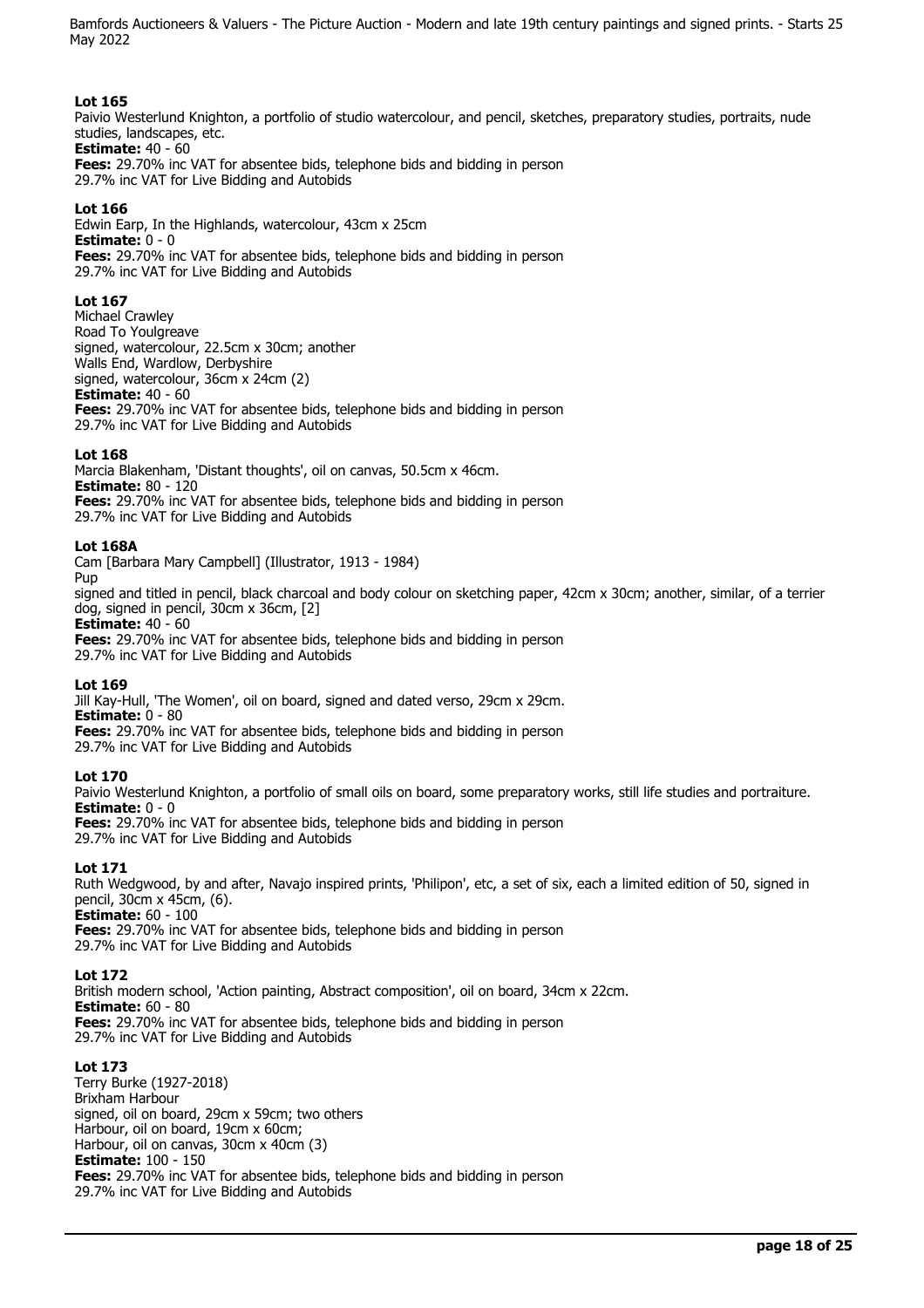### Lot 165

Paivio Westerlund Knighton, a portfolio of studio watercolour, and pencil, sketches, preparatory studies, portraits, nude studies, landscapes, etc.
**Estimate:** 40 - 60
**Fees:** 29.70% inc VAT for absentee bids, telephone bids and bidding in person
29.7% inc VAT for Live Bidding and Autobids

### Lot 166

Edwin Earp, In the Highlands, watercolour, 43cm x 25cm
**Estimate:** 0 - 0
**Fees:** 29.70% inc VAT for absentee bids, telephone bids and bidding in person
29.7% inc VAT for Live Bidding and Autobids

### Lot 167

Michael Crawley
Road To Youlgreave
signed, watercolour, 22.5cm x 30cm; another
Walls End, Wardlow, Derbyshire
signed, watercolour, 36cm x 24cm (2)
**Estimate:** 40 - 60
**Fees:** 29.70% inc VAT for absentee bids, telephone bids and bidding in person
29.7% inc VAT for Live Bidding and Autobids

### Lot 168

Marcia Blakenham, 'Distant thoughts', oil on canvas, 50.5cm x 46cm.
**Estimate:** 80 - 120
**Fees:** 29.70% inc VAT for absentee bids, telephone bids and bidding in person
29.7% inc VAT for Live Bidding and Autobids

### Lot 168A

Cam [Barbara Mary Campbell] (Illustrator, 1913 - 1984)
Pup
signed and titled in pencil, black charcoal and body colour on sketching paper, 42cm x 30cm; another, similar, of a terrier dog, signed in pencil, 30cm x 36cm, [2]
**Estimate:** 40 - 60
**Fees:** 29.70% inc VAT for absentee bids, telephone bids and bidding in person
29.7% inc VAT for Live Bidding and Autobids

### Lot 169

Jill Kay-Hull, 'The Women', oil on board, signed and dated verso, 29cm x 29cm.
**Estimate:** 0 - 80
**Fees:** 29.70% inc VAT for absentee bids, telephone bids and bidding in person
29.7% inc VAT for Live Bidding and Autobids

### Lot 170

Paivio Westerlund Knighton, a portfolio of small oils on board, some preparatory works, still life studies and portraiture.
**Estimate:** 0 - 0
**Fees:** 29.70% inc VAT for absentee bids, telephone bids and bidding in person
29.7% inc VAT for Live Bidding and Autobids

### Lot 171

Ruth Wedgwood, by and after, Navajo inspired prints, 'Philipon', etc, a set of six, each a limited edition of 50, signed in pencil, 30cm x 45cm, (6).
**Estimate:** 60 - 100
**Fees:** 29.70% inc VAT for absentee bids, telephone bids and bidding in person
29.7% inc VAT for Live Bidding and Autobids

### Lot 172

British modern school, 'Action painting, Abstract composition', oil on board, 34cm x 22cm.
**Estimate:** 60 - 80
**Fees:** 29.70% inc VAT for absentee bids, telephone bids and bidding in person
29.7% inc VAT for Live Bidding and Autobids

### Lot 173

Terry Burke (1927-2018)
Brixham Harbour
signed, oil on board, 29cm x 59cm; two others
Harbour, oil on board, 19cm x 60cm;
Harbour, oil on canvas, 30cm x 40cm (3)
**Estimate:** 100 - 150
**Fees:** 29.70% inc VAT for absentee bids, telephone bids and bidding in person
29.7% inc VAT for Live Bidding and Autobids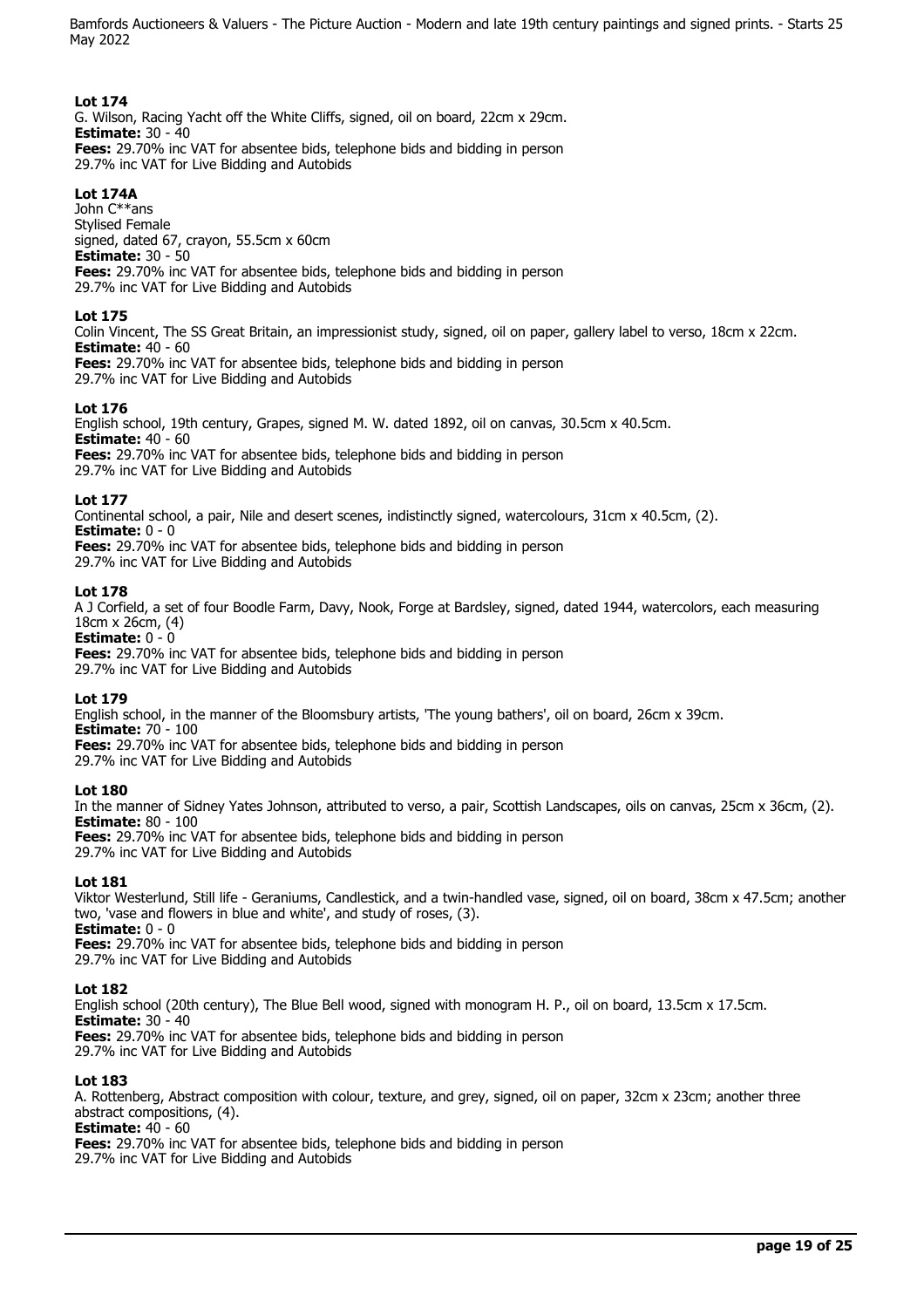**Lot 174**
G. Wilson, Racing Yacht off the White Cliffs, signed, oil on board, 22cm x 29cm.
**Estimate:** 30 - 40
**Fees:** 29.70% inc VAT for absentee bids, telephone bids and bidding in person
29.7% inc VAT for Live Bidding and Autobids

**Lot 174A**
John C**ans
Stylised Female
signed, dated 67, crayon, 55.5cm x 60cm
**Estimate:** 30 - 50
**Fees:** 29.70% inc VAT for absentee bids, telephone bids and bidding in person
29.7% inc VAT for Live Bidding and Autobids

**Lot 175**
Colin Vincent, The SS Great Britain, an impressionist study, signed, oil on paper, gallery label to verso, 18cm x 22cm.
**Estimate:** 40 - 60
**Fees:** 29.70% inc VAT for absentee bids, telephone bids and bidding in person
29.7% inc VAT for Live Bidding and Autobids

**Lot 176**
English school, 19th century, Grapes, signed M. W. dated 1892, oil on canvas, 30.5cm x 40.5cm.
**Estimate:** 40 - 60
**Fees:** 29.70% inc VAT for absentee bids, telephone bids and bidding in person
29.7% inc VAT for Live Bidding and Autobids

**Lot 177**
Continental school, a pair, Nile and desert scenes, indistinctly signed, watercolours, 31cm x 40.5cm, (2).
**Estimate:** 0 - 0
**Fees:** 29.70% inc VAT for absentee bids, telephone bids and bidding in person
29.7% inc VAT for Live Bidding and Autobids

**Lot 178**
A J Corfield, a set of four Boodle Farm, Davy, Nook, Forge at Bardsley, signed, dated 1944, watercolors, each measuring 18cm x 26cm, (4)
**Estimate:** 0 - 0
**Fees:** 29.70% inc VAT for absentee bids, telephone bids and bidding in person
29.7% inc VAT for Live Bidding and Autobids

**Lot 179**
English school, in the manner of the Bloomsbury artists, 'The young bathers', oil on board, 26cm x 39cm.
**Estimate:** 70 - 100
**Fees:** 29.70% inc VAT for absentee bids, telephone bids and bidding in person
29.7% inc VAT for Live Bidding and Autobids

**Lot 180**
In the manner of Sidney Yates Johnson, attributed to verso, a pair, Scottish Landscapes, oils on canvas, 25cm x 36cm, (2).
**Estimate:** 80 - 100
**Fees:** 29.70% inc VAT for absentee bids, telephone bids and bidding in person
29.7% inc VAT for Live Bidding and Autobids

**Lot 181**
Viktor Westerlund, Still life - Geraniums, Candlestick, and a twin-handled vase, signed, oil on board, 38cm x 47.5cm; another two, 'vase and flowers in blue and white', and study of roses, (3).
**Estimate:** 0 - 0
**Fees:** 29.70% inc VAT for absentee bids, telephone bids and bidding in person
29.7% inc VAT for Live Bidding and Autobids

**Lot 182**
English school (20th century), The Blue Bell wood, signed with monogram H. P., oil on board, 13.5cm x 17.5cm.
**Estimate:** 30 - 40
**Fees:** 29.70% inc VAT for absentee bids, telephone bids and bidding in person
29.7% inc VAT for Live Bidding and Autobids

**Lot 183**
A. Rottenberg, Abstract composition with colour, texture, and grey, signed, oil on paper, 32cm x 23cm; another three abstract compositions, (4).
**Estimate:** 40 - 60
**Fees:** 29.70% inc VAT for absentee bids, telephone bids and bidding in person
29.7% inc VAT for Live Bidding and Autobids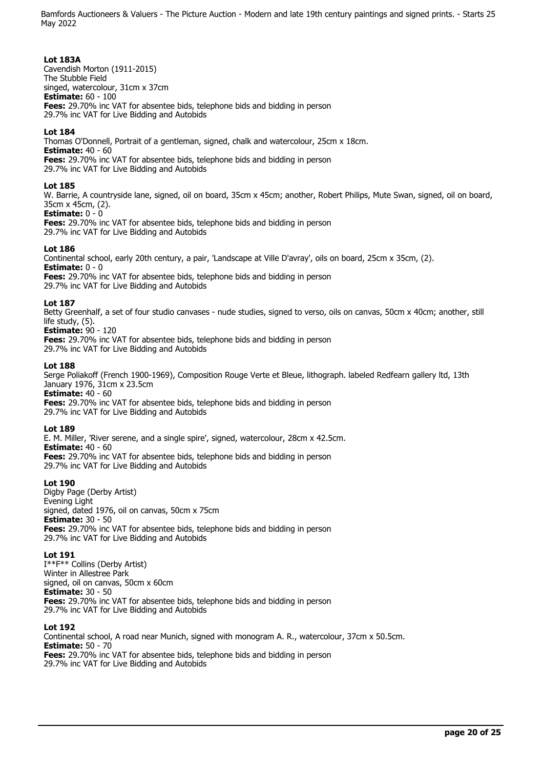**Lot 183A**
Cavendish Morton (1911-2015)
The Stubble Field
singed, watercolour, 31cm x 37cm
**Estimate:** 60 - 100
**Fees:** 29.70% inc VAT for absentee bids, telephone bids and bidding in person
29.7% inc VAT for Live Bidding and Autobids

**Lot 184**
Thomas O'Donnell, Portrait of a gentleman, signed, chalk and watercolour, 25cm x 18cm.
**Estimate:** 40 - 60
**Fees:** 29.70% inc VAT for absentee bids, telephone bids and bidding in person
29.7% inc VAT for Live Bidding and Autobids

**Lot 185**
W. Barrie, A countryside lane, signed, oil on board, 35cm x 45cm; another, Robert Philips, Mute Swan, signed, oil on board, 35cm x 45cm, (2).
**Estimate:** 0 - 0
**Fees:** 29.70% inc VAT for absentee bids, telephone bids and bidding in person
29.7% inc VAT for Live Bidding and Autobids

**Lot 186**
Continental school, early 20th century, a pair, 'Landscape at Ville D'avray', oils on board, 25cm x 35cm, (2).
**Estimate:** 0 - 0
**Fees:** 29.70% inc VAT for absentee bids, telephone bids and bidding in person
29.7% inc VAT for Live Bidding and Autobids

**Lot 187**
Betty Greenhalf, a set of four studio canvases - nude studies, signed to verso, oils on canvas, 50cm x 40cm; another, still life study, (5).
**Estimate:** 90 - 120
**Fees:** 29.70% inc VAT for absentee bids, telephone bids and bidding in person
29.7% inc VAT for Live Bidding and Autobids

**Lot 188**
Serge Poliakoff (French 1900-1969), Composition Rouge Verte et Bleue, lithograph. labeled Redfearn gallery ltd, 13th January 1976, 31cm x 23.5cm
**Estimate:** 40 - 60
**Fees:** 29.70% inc VAT for absentee bids, telephone bids and bidding in person
29.7% inc VAT for Live Bidding and Autobids

**Lot 189**
E. M. Miller, 'River serene, and a single spire', signed, watercolour, 28cm x 42.5cm.
**Estimate:** 40 - 60
**Fees:** 29.70% inc VAT for absentee bids, telephone bids and bidding in person
29.7% inc VAT for Live Bidding and Autobids

**Lot 190**
Digby Page (Derby Artist)
Evening Light
signed, dated 1976, oil on canvas, 50cm x 75cm
**Estimate:** 30 - 50
**Fees:** 29.70% inc VAT for absentee bids, telephone bids and bidding in person
29.7% inc VAT for Live Bidding and Autobids

**Lot 191**
I**F** Collins (Derby Artist)
Winter in Allestree Park
signed, oil on canvas, 50cm x 60cm
**Estimate:** 30 - 50
**Fees:** 29.70% inc VAT for absentee bids, telephone bids and bidding in person
29.7% inc VAT for Live Bidding and Autobids

**Lot 192**
Continental school, A road near Munich, signed with monogram A. R., watercolour, 37cm x 50.5cm.
**Estimate:** 50 - 70
**Fees:** 29.70% inc VAT for absentee bids, telephone bids and bidding in person
29.7% inc VAT for Live Bidding and Autobids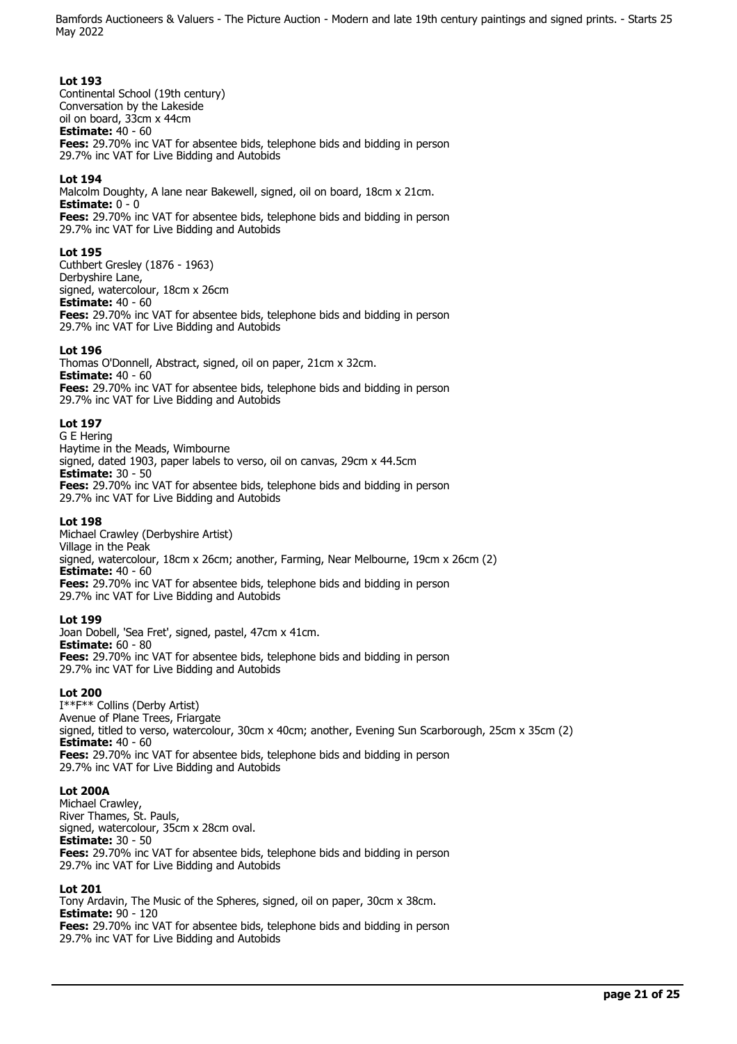**Lot 193**
Continental School (19th century)
Conversation by the Lakeside
oil on board, 33cm x 44cm
**Estimate:** 40 - 60
**Fees:** 29.70% inc VAT for absentee bids, telephone bids and bidding in person
29.7% inc VAT for Live Bidding and Autobids

**Lot 194**
Malcolm Doughty, A lane near Bakewell, signed, oil on board, 18cm x 21cm.
**Estimate:** 0 - 0
**Fees:** 29.70% inc VAT for absentee bids, telephone bids and bidding in person
29.7% inc VAT for Live Bidding and Autobids

**Lot 195**
Cuthbert Gresley (1876 - 1963)
Derbyshire Lane,
signed, watercolour, 18cm x 26cm
**Estimate:** 40 - 60
**Fees:** 29.70% inc VAT for absentee bids, telephone bids and bidding in person
29.7% inc VAT for Live Bidding and Autobids

**Lot 196**
Thomas O'Donnell, Abstract, signed, oil on paper, 21cm x 32cm.
**Estimate:** 40 - 60
**Fees:** 29.70% inc VAT for absentee bids, telephone bids and bidding in person
29.7% inc VAT for Live Bidding and Autobids

**Lot 197**
G E Hering
Haytime in the Meads, Wimbourne
signed, dated 1903, paper labels to verso, oil on canvas, 29cm x 44.5cm
**Estimate:** 30 - 50
**Fees:** 29.70% inc VAT for absentee bids, telephone bids and bidding in person
29.7% inc VAT for Live Bidding and Autobids

**Lot 198**
Michael Crawley (Derbyshire Artist)
Village in the Peak
signed, watercolour, 18cm x 26cm; another, Farming, Near Melbourne, 19cm x 26cm (2)
**Estimate:** 40 - 60
**Fees:** 29.70% inc VAT for absentee bids, telephone bids and bidding in person
29.7% inc VAT for Live Bidding and Autobids

**Lot 199**
Joan Dobell, 'Sea Fret', signed, pastel, 47cm x 41cm.
**Estimate:** 60 - 80
**Fees:** 29.70% inc VAT for absentee bids, telephone bids and bidding in person
29.7% inc VAT for Live Bidding and Autobids

**Lot 200**
I**F** Collins (Derby Artist)
Avenue of Plane Trees, Friargate
signed, titled to verso, watercolour, 30cm x 40cm; another, Evening Sun Scarborough, 25cm x 35cm (2)
**Estimate:** 40 - 60
**Fees:** 29.70% inc VAT for absentee bids, telephone bids and bidding in person
29.7% inc VAT for Live Bidding and Autobids

**Lot 200A**
Michael Crawley,
River Thames, St. Pauls,
signed, watercolour, 35cm x 28cm oval.
**Estimate:** 30 - 50
**Fees:** 29.70% inc VAT for absentee bids, telephone bids and bidding in person
29.7% inc VAT for Live Bidding and Autobids

**Lot 201**
Tony Ardavin, The Music of the Spheres, signed, oil on paper, 30cm x 38cm.
**Estimate:** 90 - 120
**Fees:** 29.70% inc VAT for absentee bids, telephone bids and bidding in person
29.7% inc VAT for Live Bidding and Autobids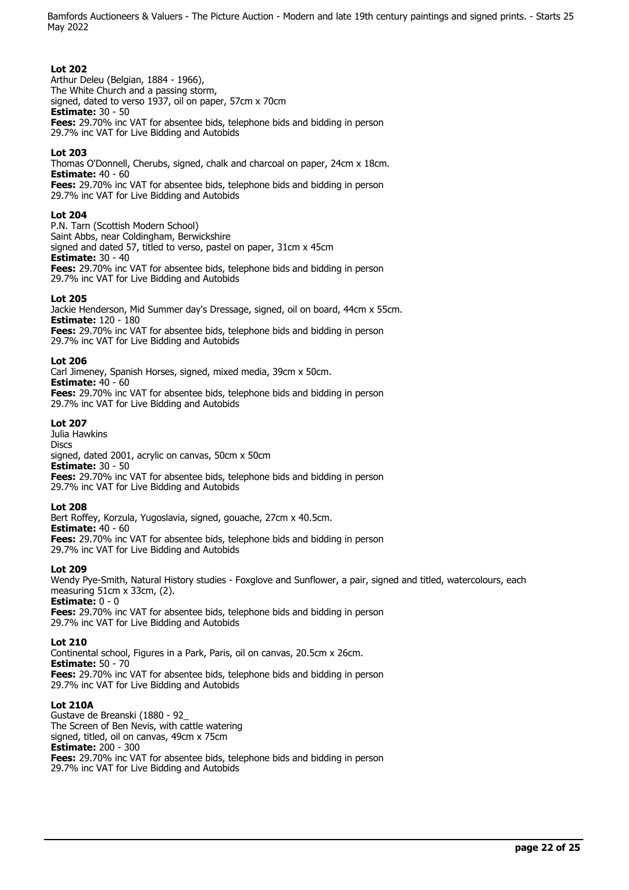**Lot 202**
Arthur Deleu (Belgian, 1884 - 1966),
The White Church and a passing storm,
signed, dated to verso 1937, oil on paper, 57cm x 70cm
**Estimate:** 30 - 50
**Fees:** 29.70% inc VAT for absentee bids, telephone bids and bidding in person
29.7% inc VAT for Live Bidding and Autobids

**Lot 203**
Thomas O'Donnell, Cherubs, signed, chalk and charcoal on paper, 24cm x 18cm.
**Estimate:** 40 - 60
**Fees:** 29.70% inc VAT for absentee bids, telephone bids and bidding in person
29.7% inc VAT for Live Bidding and Autobids

**Lot 204**
P.N. Tarn (Scottish Modern School)
Saint Abbs, near Coldingham, Berwickshire
signed and dated 57, titled to verso, pastel on paper, 31cm x 45cm
**Estimate:** 30 - 40
**Fees:** 29.70% inc VAT for absentee bids, telephone bids and bidding in person
29.7% inc VAT for Live Bidding and Autobids

**Lot 205**
Jackie Henderson, Mid Summer day's Dressage, signed, oil on board, 44cm x 55cm.
**Estimate:** 120 - 180
**Fees:** 29.70% inc VAT for absentee bids, telephone bids and bidding in person
29.7% inc VAT for Live Bidding and Autobids

**Lot 206**
Carl Jimeney, Spanish Horses, signed, mixed media, 39cm x 50cm.
**Estimate:** 40 - 60
**Fees:** 29.70% inc VAT for absentee bids, telephone bids and bidding in person
29.7% inc VAT for Live Bidding and Autobids

**Lot 207**
Julia Hawkins
Discs
signed, dated 2001, acrylic on canvas, 50cm x 50cm
**Estimate:** 30 - 50
**Fees:** 29.70% inc VAT for absentee bids, telephone bids and bidding in person
29.7% inc VAT for Live Bidding and Autobids

**Lot 208**
Bert Roffey, Korzula, Yugoslavia, signed, gouache, 27cm x 40.5cm.
**Estimate:** 40 - 60
**Fees:** 29.70% inc VAT for absentee bids, telephone bids and bidding in person
29.7% inc VAT for Live Bidding and Autobids

**Lot 209**
Wendy Pye-Smith, Natural History studies - Foxglove and Sunflower, a pair, signed and titled, watercolours, each measuring 51cm x 33cm, (2).
**Estimate:** 0 - 0
**Fees:** 29.70% inc VAT for absentee bids, telephone bids and bidding in person
29.7% inc VAT for Live Bidding and Autobids

**Lot 210**
Continental school, Figures in a Park, Paris, oil on canvas, 20.5cm x 26cm.
**Estimate:** 50 - 70
**Fees:** 29.70% inc VAT for absentee bids, telephone bids and bidding in person
29.7% inc VAT for Live Bidding and Autobids

**Lot 210A**
Gustave de Breanski (1880 - 92_
The Screen of Ben Nevis, with cattle watering
signed, titled, oil on canvas, 49cm x 75cm
**Estimate:** 200 - 300
**Fees:** 29.70% inc VAT for absentee bids, telephone bids and bidding in person
29.7% inc VAT for Live Bidding and Autobids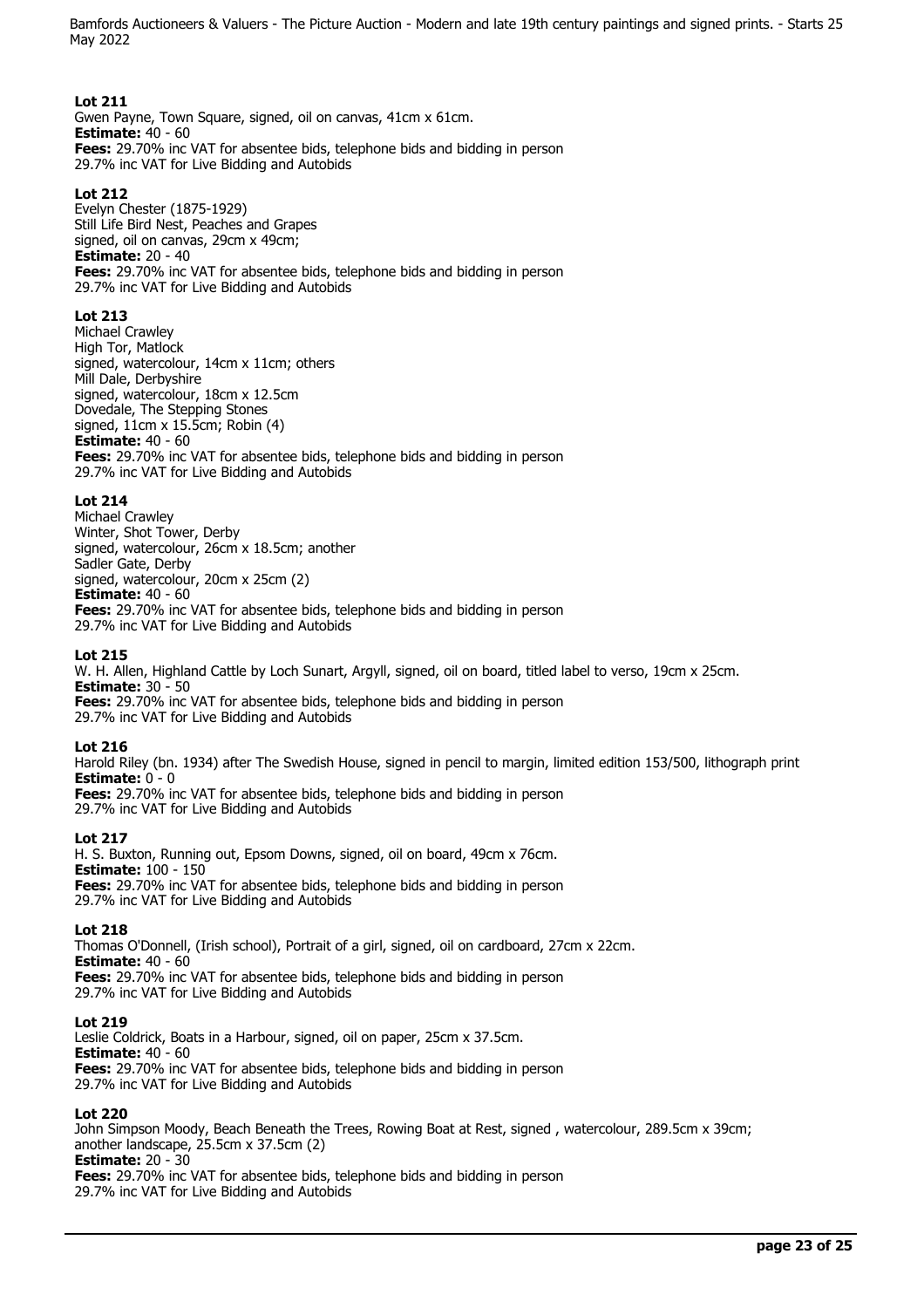### Lot 211

Gwen Payne, Town Square, signed, oil on canvas, 41cm x 61cm.
**Estimate:** 40 - 60
**Fees:** 29.70% inc VAT for absentee bids, telephone bids and bidding in person
29.7% inc VAT for Live Bidding and Autobids

### Lot 212

Evelyn Chester (1875-1929)
Still Life Bird Nest, Peaches and Grapes
signed, oil on canvas, 29cm x 49cm;
**Estimate:** 20 - 40
**Fees:** 29.70% inc VAT for absentee bids, telephone bids and bidding in person
29.7% inc VAT for Live Bidding and Autobids

### Lot 213

Michael Crawley
High Tor, Matlock
signed, watercolour, 14cm x 11cm; others
Mill Dale, Derbyshire
signed, watercolour, 18cm x 12.5cm
Dovedale, The Stepping Stones
signed, 11cm x 15.5cm; Robin (4)
**Estimate:** 40 - 60
**Fees:** 29.70% inc VAT for absentee bids, telephone bids and bidding in person
29.7% inc VAT for Live Bidding and Autobids

### Lot 214

Michael Crawley
Winter, Shot Tower, Derby
signed, watercolour, 26cm x 18.5cm; another
Sadler Gate, Derby
signed, watercolour, 20cm x 25cm (2)
**Estimate:** 40 - 60
**Fees:** 29.70% inc VAT for absentee bids, telephone bids and bidding in person
29.7% inc VAT for Live Bidding and Autobids

### Lot 215

W. H. Allen, Highland Cattle by Loch Sunart, Argyll, signed, oil on board, titled label to verso, 19cm x 25cm.
**Estimate:** 30 - 50
**Fees:** 29.70% inc VAT for absentee bids, telephone bids and bidding in person
29.7% inc VAT for Live Bidding and Autobids

### Lot 216

Harold Riley (bn. 1934) after The Swedish House, signed in pencil to margin, limited edition 153/500, lithograph print
**Estimate:** 0 - 0
**Fees:** 29.70% inc VAT for absentee bids, telephone bids and bidding in person
29.7% inc VAT for Live Bidding and Autobids

### Lot 217

H. S. Buxton, Running out, Epsom Downs, signed, oil on board, 49cm x 76cm.
**Estimate:** 100 - 150
**Fees:** 29.70% inc VAT for absentee bids, telephone bids and bidding in person
29.7% inc VAT for Live Bidding and Autobids

### Lot 218

Thomas O'Donnell, (Irish school), Portrait of a girl, signed, oil on cardboard, 27cm x 22cm.
**Estimate:** 40 - 60
**Fees:** 29.70% inc VAT for absentee bids, telephone bids and bidding in person
29.7% inc VAT for Live Bidding and Autobids

### Lot 219

Leslie Coldrick, Boats in a Harbour, signed, oil on paper, 25cm x 37.5cm.
**Estimate:** 40 - 60
**Fees:** 29.70% inc VAT for absentee bids, telephone bids and bidding in person
29.7% inc VAT for Live Bidding and Autobids

### Lot 220

John Simpson Moody, Beach Beneath the Trees, Rowing Boat at Rest, signed , watercolour, 289.5cm x 39cm;
another landscape, 25.5cm x 37.5cm (2)
**Estimate:** 20 - 30
**Fees:** 29.70% inc VAT for absentee bids, telephone bids and bidding in person
29.7% inc VAT for Live Bidding and Autobids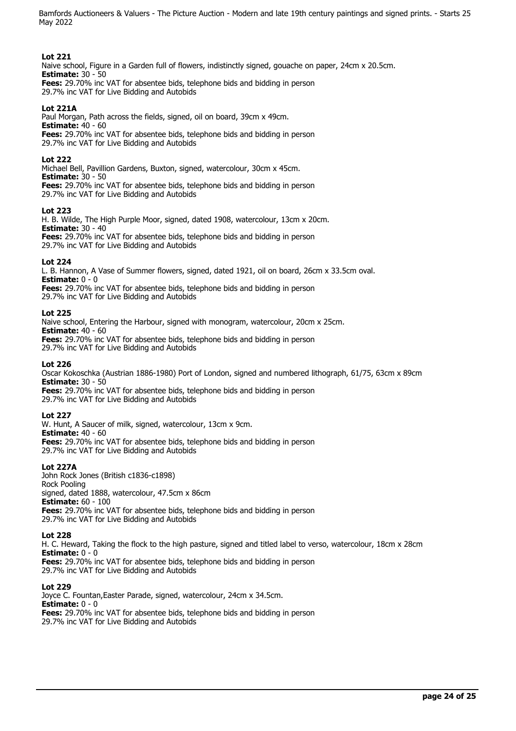**Lot 221**
Naive school, Figure in a Garden full of flowers, indistinctly signed, gouache on paper, 24cm x 20.5cm.
**Estimate:** 30 - 50
**Fees:** 29.70% inc VAT for absentee bids, telephone bids and bidding in person
29.7% inc VAT for Live Bidding and Autobids

**Lot 221A**
Paul Morgan, Path across the fields, signed, oil on board, 39cm x 49cm.
**Estimate:** 40 - 60
**Fees:** 29.70% inc VAT for absentee bids, telephone bids and bidding in person
29.7% inc VAT for Live Bidding and Autobids

**Lot 222**
Michael Bell, Pavillion Gardens, Buxton, signed, watercolour, 30cm x 45cm.
**Estimate:** 30 - 50
**Fees:** 29.70% inc VAT for absentee bids, telephone bids and bidding in person
29.7% inc VAT for Live Bidding and Autobids

**Lot 223**
H. B. Wilde, The High Purple Moor, signed, dated 1908, watercolour, 13cm x 20cm.
**Estimate:** 30 - 40
**Fees:** 29.70% inc VAT for absentee bids, telephone bids and bidding in person
29.7% inc VAT for Live Bidding and Autobids

**Lot 224**
L. B. Hannon, A Vase of Summer flowers, signed, dated 1921, oil on board, 26cm x 33.5cm oval.
**Estimate:** 0 - 0
**Fees:** 29.70% inc VAT for absentee bids, telephone bids and bidding in person
29.7% inc VAT for Live Bidding and Autobids

**Lot 225**
Naive school, Entering the Harbour, signed with monogram, watercolour, 20cm x 25cm.
**Estimate:** 40 - 60
**Fees:** 29.70% inc VAT for absentee bids, telephone bids and bidding in person
29.7% inc VAT for Live Bidding and Autobids

**Lot 226**
Oscar Kokoschka (Austrian 1886-1980) Port of London, signed and numbered lithograph, 61/75, 63cm x 89cm
**Estimate:** 30 - 50
**Fees:** 29.70% inc VAT for absentee bids, telephone bids and bidding in person
29.7% inc VAT for Live Bidding and Autobids

**Lot 227**
W. Hunt, A Saucer of milk, signed, watercolour, 13cm x 9cm.
**Estimate:** 40 - 60
**Fees:** 29.70% inc VAT for absentee bids, telephone bids and bidding in person
29.7% inc VAT for Live Bidding and Autobids

**Lot 227A**
John Rock Jones (British c1836-c1898)
Rock Pooling
signed, dated 1888, watercolour, 47.5cm x 86cm
**Estimate:** 60 - 100
**Fees:** 29.70% inc VAT for absentee bids, telephone bids and bidding in person
29.7% inc VAT for Live Bidding and Autobids

**Lot 228**
H. C. Heward, Taking the flock to the high pasture, signed and titled label to verso, watercolour, 18cm x 28cm
**Estimate:** 0 - 0
**Fees:** 29.70% inc VAT for absentee bids, telephone bids and bidding in person
29.7% inc VAT for Live Bidding and Autobids

**Lot 229**
Joyce C. Fountan,Easter Parade, signed, watercolour, 24cm x 34.5cm.
**Estimate:** 0 - 0
**Fees:** 29.70% inc VAT for absentee bids, telephone bids and bidding in person
29.7% inc VAT for Live Bidding and Autobids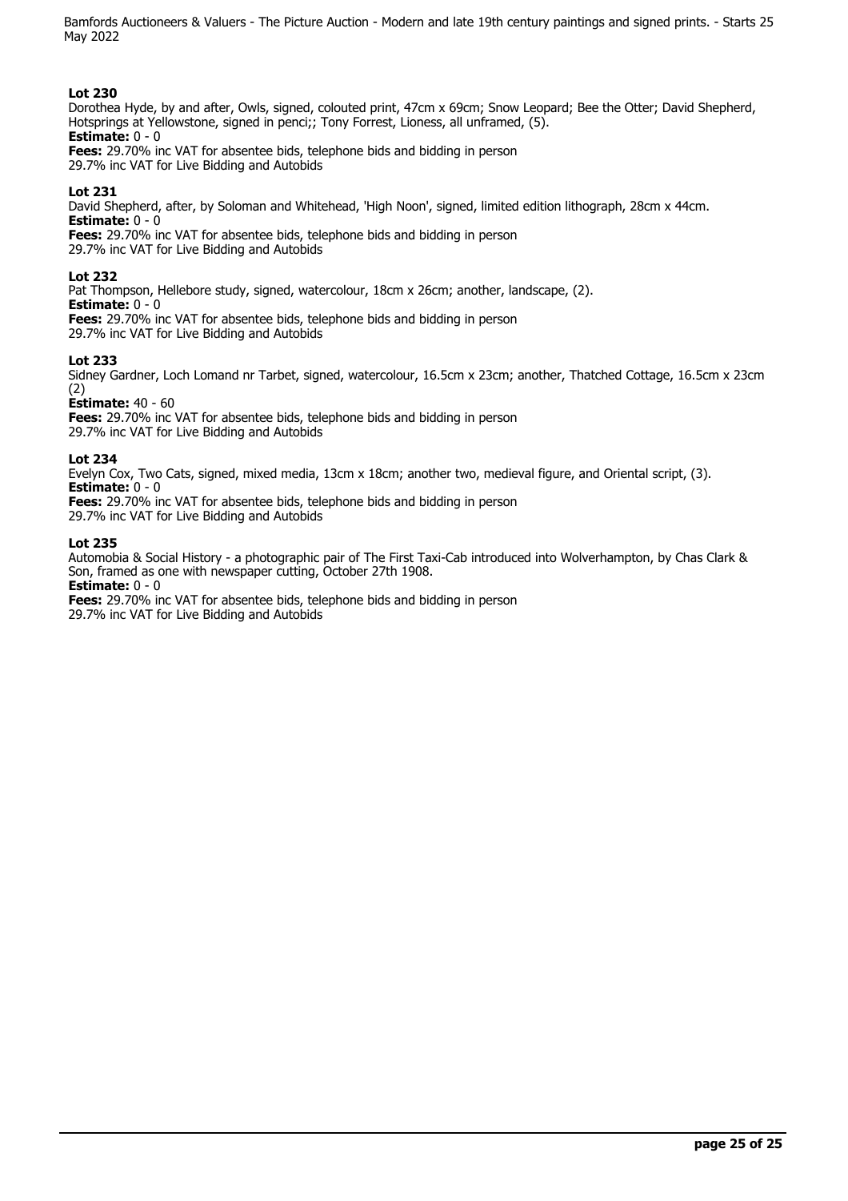### Lot 230

Dorothea Hyde, by and after, Owls, signed, colouted print, 47cm x 69cm; Snow Leopard; Bee the Otter; David Shepherd, Hotsprings at Yellowstone, signed in penci;; Tony Forrest, Lioness, all unframed, (5).

**Estimate:** 0 - 0

**Fees:** 29.70% inc VAT for absentee bids, telephone bids and bidding in person
29.7% inc VAT for Live Bidding and Autobids

### Lot 231

David Shepherd, after, by Soloman and Whitehead, 'High Noon', signed, limited edition lithograph, 28cm x 44cm.

**Estimate:** 0 - 0

**Fees:** 29.70% inc VAT for absentee bids, telephone bids and bidding in person
29.7% inc VAT for Live Bidding and Autobids

### Lot 232

Pat Thompson, Hellebore study, signed, watercolour, 18cm x 26cm; another, landscape, (2).

**Estimate:** 0 - 0

**Fees:** 29.70% inc VAT for absentee bids, telephone bids and bidding in person
29.7% inc VAT for Live Bidding and Autobids

### Lot 233

Sidney Gardner, Loch Lomond nr Tarbet, signed, watercolour, 16.5cm x 23cm; another, Thatched Cottage, 16.5cm x 23cm (2)

**Estimate:** 40 - 60

**Fees:** 29.70% inc VAT for absentee bids, telephone bids and bidding in person
29.7% inc VAT for Live Bidding and Autobids

### Lot 234

Evelyn Cox, Two Cats, signed, mixed media, 13cm x 18cm; another two, medieval figure, and Oriental script, (3).

**Estimate:** 0 - 0

**Fees:** 29.70% inc VAT for absentee bids, telephone bids and bidding in person
29.7% inc VAT for Live Bidding and Autobids

### Lot 235

Automobia & Social History - a photographic pair of The First Taxi-Cab introduced into Wolverhampton, by Chas Clark & Son, framed as one with newspaper cutting, October 27th 1908.

**Estimate:** 0 - 0

**Fees:** 29.70% inc VAT for absentee bids, telephone bids and bidding in person
29.7% inc VAT for Live Bidding and Autobids